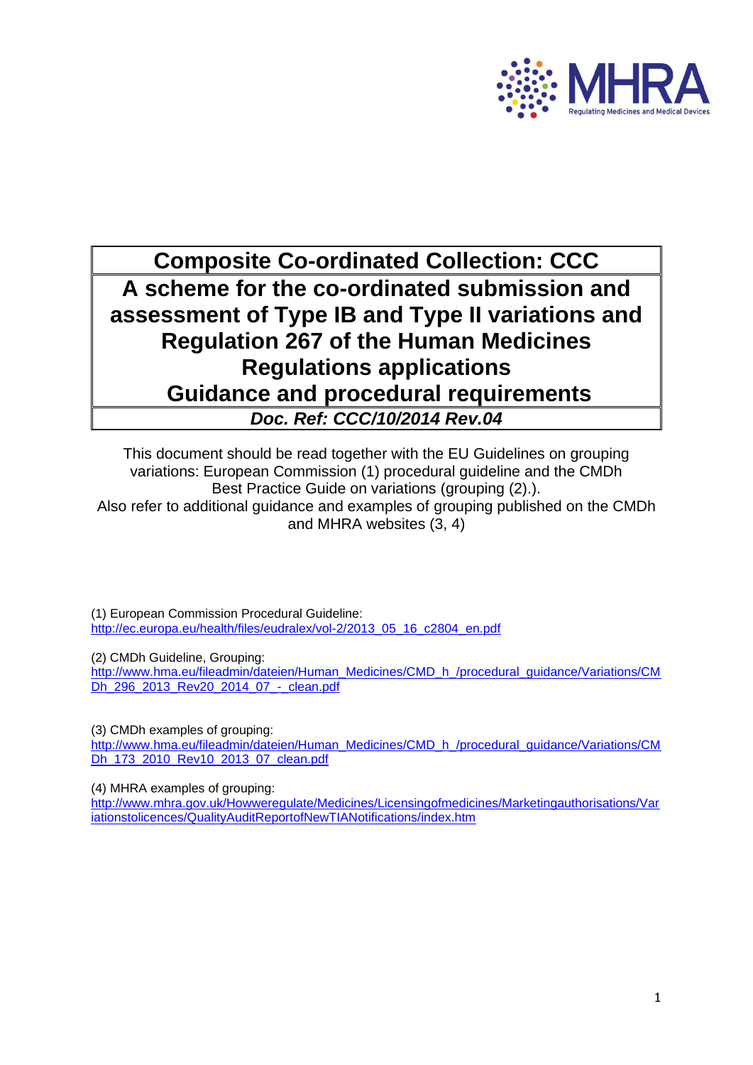# Composite Co-ordinated Collection: CCC

# A scheme for the co-ordinated submission and assessment of Type IB and Type II variations and Regulation 267 of the Human Medicines Regulations applications

# Guidance and procedural requirements

***Doc. Ref: CCC/10/2014 Rev.04***

This document should be read together with the EU Guidelines on grouping variations: European Commission (1) procedural guideline and the CMDh Best Practice Guide on variations (grouping (2).).
Also refer to additional guidance and examples of grouping published on the CMDh and MHRA websites (3, 4)

(1) European Commission Procedural Guideline:
http://ec.europa.eu/health/files/eudralex/vol-2/2013_05_16_c2804_en.pdf

(2) CMDh Guideline, Grouping:
http://www.hma.eu/fileadmin/dateien/Human_Medicines/CMD_h_/procedural_guidance/Variations/CMDh_296_2013_Rev20_2014_07_-_clean.pdf

(3) CMDh examples of grouping:
http://www.hma.eu/fileadmin/dateien/Human_Medicines/CMD_h_/procedural_guidance/Variations/CMDh_173_2010_Rev10_2013_07_clean.pdf

(4) MHRA examples of grouping:
http://www.mhra.gov.uk/Howweregulate/Medicines/Licensingofmedicines/Marketingauthorisations/Variationstolicences/QualityAuditReportofNewTIANotifications/index.htm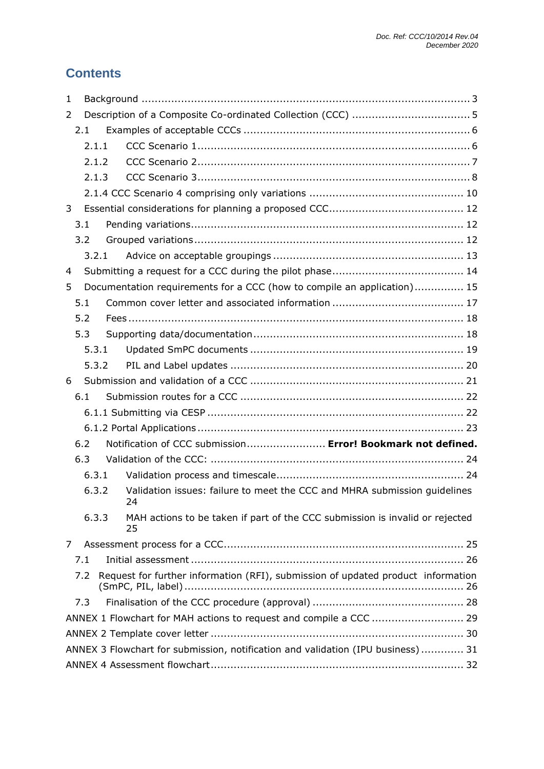## Contents

1 Background ........................................................................................................ 3
2 Description of a Composite Co-ordinated Collection (CCC) .................................... 5
  2.1 Examples of acceptable CCCs ..................................................................... 6
    2.1.1 CCC Scenario 1 .................................................................................. 6
    2.1.2 CCC Scenario 2 .................................................................................. 7
    2.1.3 CCC Scenario 3 .................................................................................. 8
    2.1.4 CCC Scenario 4 comprising only variations ............................................ 10
3 Essential considerations for planning a proposed CCC ........................................ 12
  3.1 Pending variations ................................................................................... 12
  3.2 Grouped variations ................................................................................... 12
    3.2.1 Advice on acceptable groupings .......................................................... 13
4 Submitting a request for a CCC during the pilot phase ........................................ 14
5 Documentation requirements for a CCC (how to compile an application) ............... 15
  5.1 Common cover letter and associated information ......................................... 17
  5.2 Fees ....................................................................................................... 18
  5.3 Supporting data/documentation ................................................................ 18
    5.3.1 Updated SmPC documents ................................................................. 19
    5.3.2 PIL and Label updates ....................................................................... 20
6 Submission and validation of a CCC ................................................................. 21
  6.1 Submission routes for a CCC .................................................................... 22
    6.1.1 Submitting via CESP .......................................................................... 22
    6.1.2 Portal Applications ............................................................................. 23
  6.2 Notification of CCC submission ........................ **Error! Bookmark not defined.**
  6.3 Validation of the CCC: ............................................................................. 24
    6.3.1 Validation process and timescale ........................................................ 24
    6.3.2 Validation issues: failure to meet the CCC and MHRA submission guidelines 24
    6.3.3 MAH actions to be taken if part of the CCC submission is invalid or rejected 25
7 Assessment process for a CCC ......................................................................... 25
  7.1 Initial assessment ................................................................................... 26
  7.2 Request for further information (RFI), submission of updated product information (SmPC, PIL, label) ........................................................................................ 26
  7.3 Finalisation of the CCC procedure (approval) .............................................. 28
ANNEX 1 Flowchart for MAH actions to request and compile a CCC ........................... 29
ANNEX 2 Template cover letter ............................................................................ 30
ANNEX 3 Flowchart for submission, notification and validation (IPU business) ............. 31
ANNEX 4 Assessment flowchart ............................................................................ 32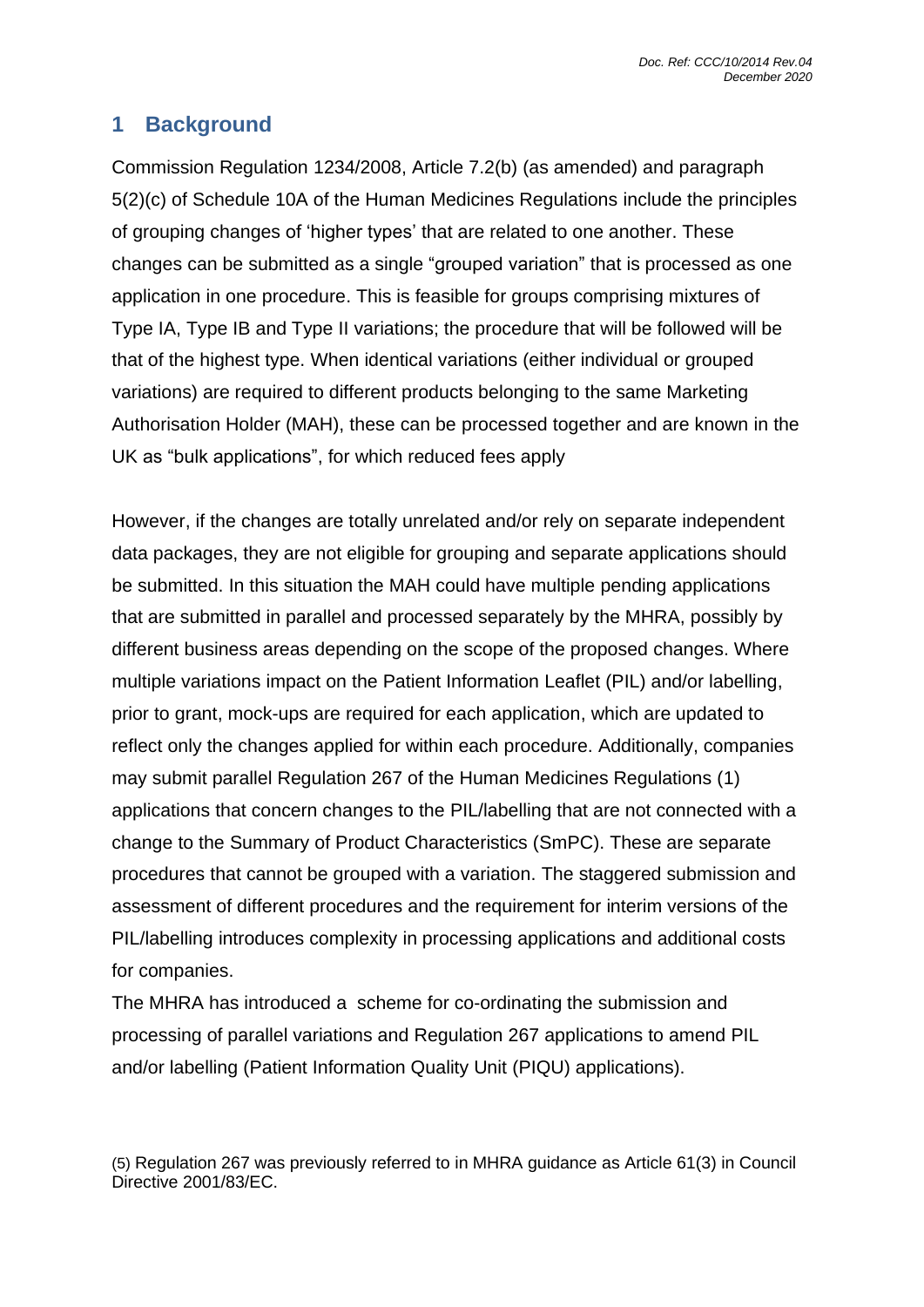# 1 Background

Commission Regulation 1234/2008, Article 7.2(b) (as amended) and paragraph 5(2)(c) of Schedule 10A of the Human Medicines Regulations include the principles of grouping changes of 'higher types' that are related to one another. These changes can be submitted as a single "grouped variation" that is processed as one application in one procedure. This is feasible for groups comprising mixtures of Type IA, Type IB and Type II variations; the procedure that will be followed will be that of the highest type. When identical variations (either individual or grouped variations) are required to different products belonging to the same Marketing Authorisation Holder (MAH), these can be processed together and are known in the UK as "bulk applications", for which reduced fees apply

However, if the changes are totally unrelated and/or rely on separate independent data packages, they are not eligible for grouping and separate applications should be submitted. In this situation the MAH could have multiple pending applications that are submitted in parallel and processed separately by the MHRA, possibly by different business areas depending on the scope of the proposed changes. Where multiple variations impact on the Patient Information Leaflet (PIL) and/or labelling, prior to grant, mock-ups are required for each application, which are updated to reflect only the changes applied for within each procedure. Additionally, companies may submit parallel Regulation 267 of the Human Medicines Regulations (1) applications that concern changes to the PIL/labelling that are not connected with a change to the Summary of Product Characteristics (SmPC). These are separate procedures that cannot be grouped with a variation. The staggered submission and assessment of different procedures and the requirement for interim versions of the PIL/labelling introduces complexity in processing applications and additional costs for companies.

The MHRA has introduced a scheme for co-ordinating the submission and processing of parallel variations and Regulation 267 applications to amend PIL and/or labelling (Patient Information Quality Unit (PIQU) applications).

(5) Regulation 267 was previously referred to in MHRA guidance as Article 61(3) in Council Directive 2001/83/EC.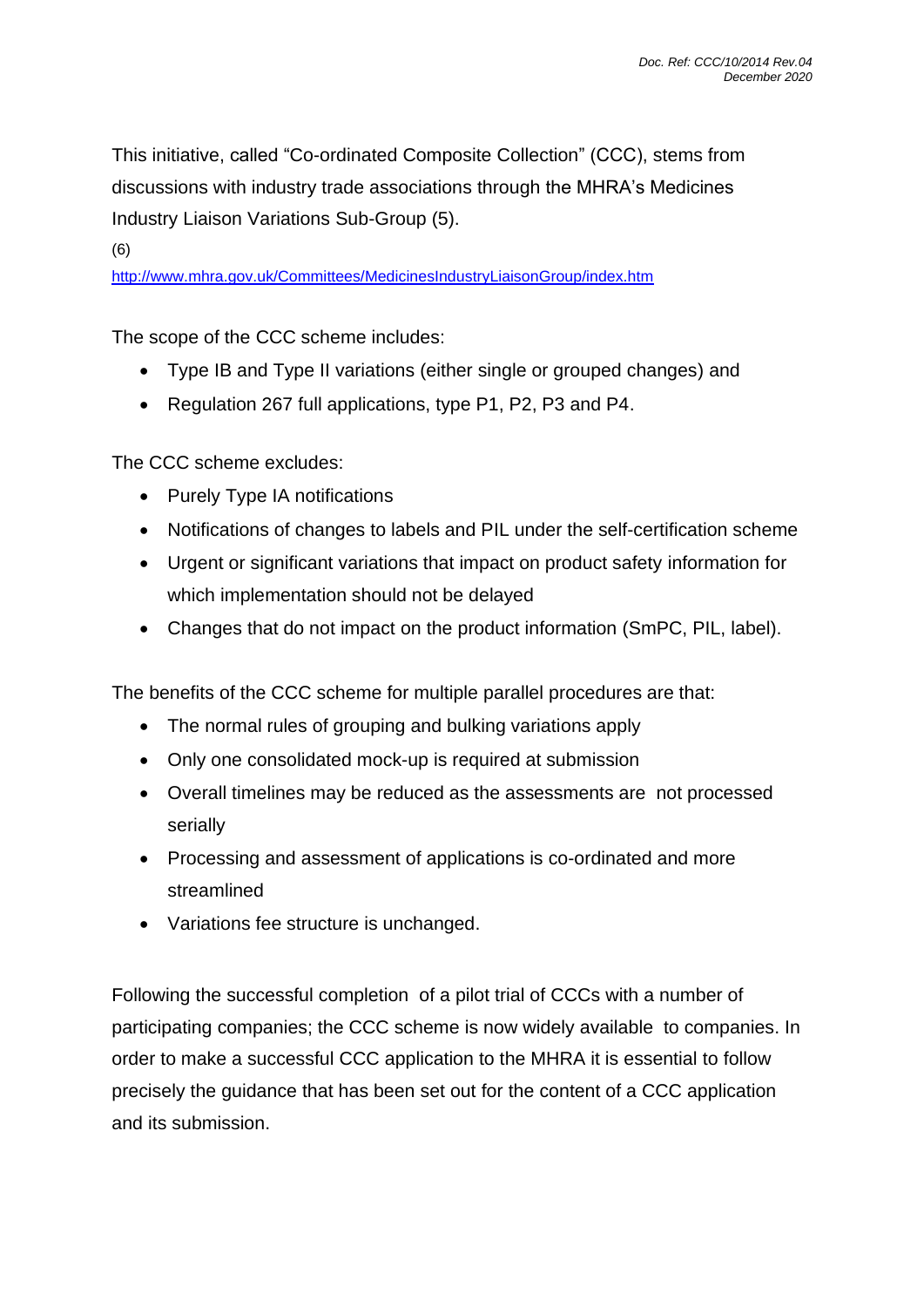This initiative, called "Co-ordinated Composite Collection" (CCC), stems from discussions with industry trade associations through the MHRA's Medicines Industry Liaison Variations Sub-Group (5).

(6)

http://www.mhra.gov.uk/Committees/MedicinesIndustryLiaisonGroup/index.htm

The scope of the CCC scheme includes:

- Type IB and Type II variations (either single or grouped changes) and
- Regulation 267 full applications, type P1, P2, P3 and P4.

The CCC scheme excludes:

- Purely Type IA notifications
- Notifications of changes to labels and PIL under the self-certification scheme
- Urgent or significant variations that impact on product safety information for which implementation should not be delayed
- Changes that do not impact on the product information (SmPC, PIL, label).

The benefits of the CCC scheme for multiple parallel procedures are that:

- The normal rules of grouping and bulking variations apply
- Only one consolidated mock-up is required at submission
- Overall timelines may be reduced as the assessments are not processed serially
- Processing and assessment of applications is co-ordinated and more streamlined
- Variations fee structure is unchanged.

Following the successful completion of a pilot trial of CCCs with a number of participating companies; the CCC scheme is now widely available to companies. In order to make a successful CCC application to the MHRA it is essential to follow precisely the guidance that has been set out for the content of a CCC application and its submission.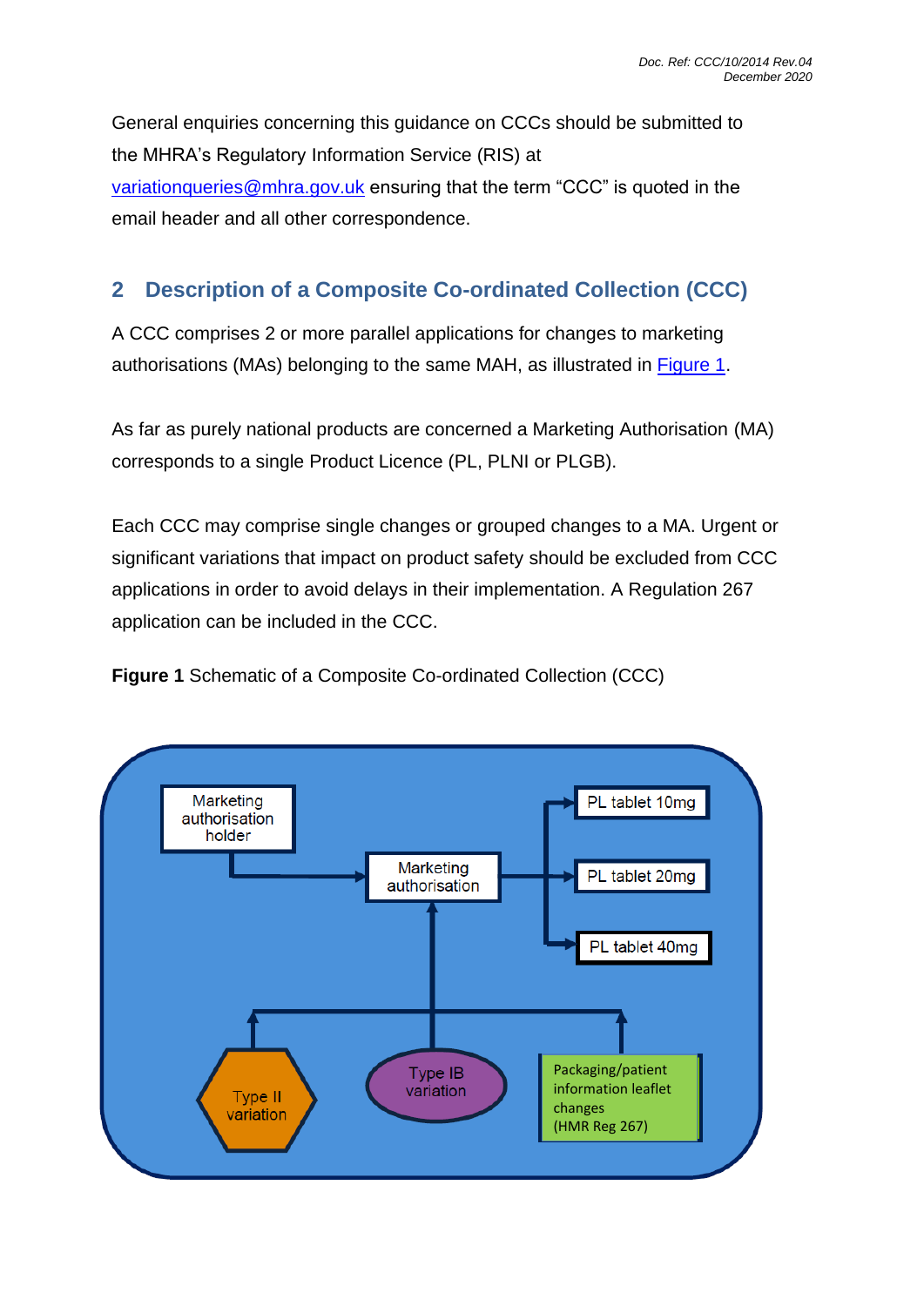General enquiries concerning this guidance on CCCs should be submitted to the MHRA's Regulatory Information Service (RIS) at variationqueries@mhra.gov.uk ensuring that the term "CCC" is quoted in the email header and all other correspondence.

## 2 Description of a Composite Co-ordinated Collection (CCC)

A CCC comprises 2 or more parallel applications for changes to marketing authorisations (MAs) belonging to the same MAH, as illustrated in Figure 1.

As far as purely national products are concerned a Marketing Authorisation (MA) corresponds to a single Product Licence (PL, PLNI or PLGB).

Each CCC may comprise single changes or grouped changes to a MA. Urgent or significant variations that impact on product safety should be excluded from CCC applications in order to avoid delays in their implementation. A Regulation 267 application can be included in the CCC.

**Figure 1** Schematic of a Composite Co-ordinated Collection (CCC)

Marketing authorisation holder

Marketing authorisation

PL tablet 10mg

PL tablet 20mg

PL tablet 40mg

Type II variation

Type IB variation

Packaging/patient information leaflet changes (HMR Reg 267)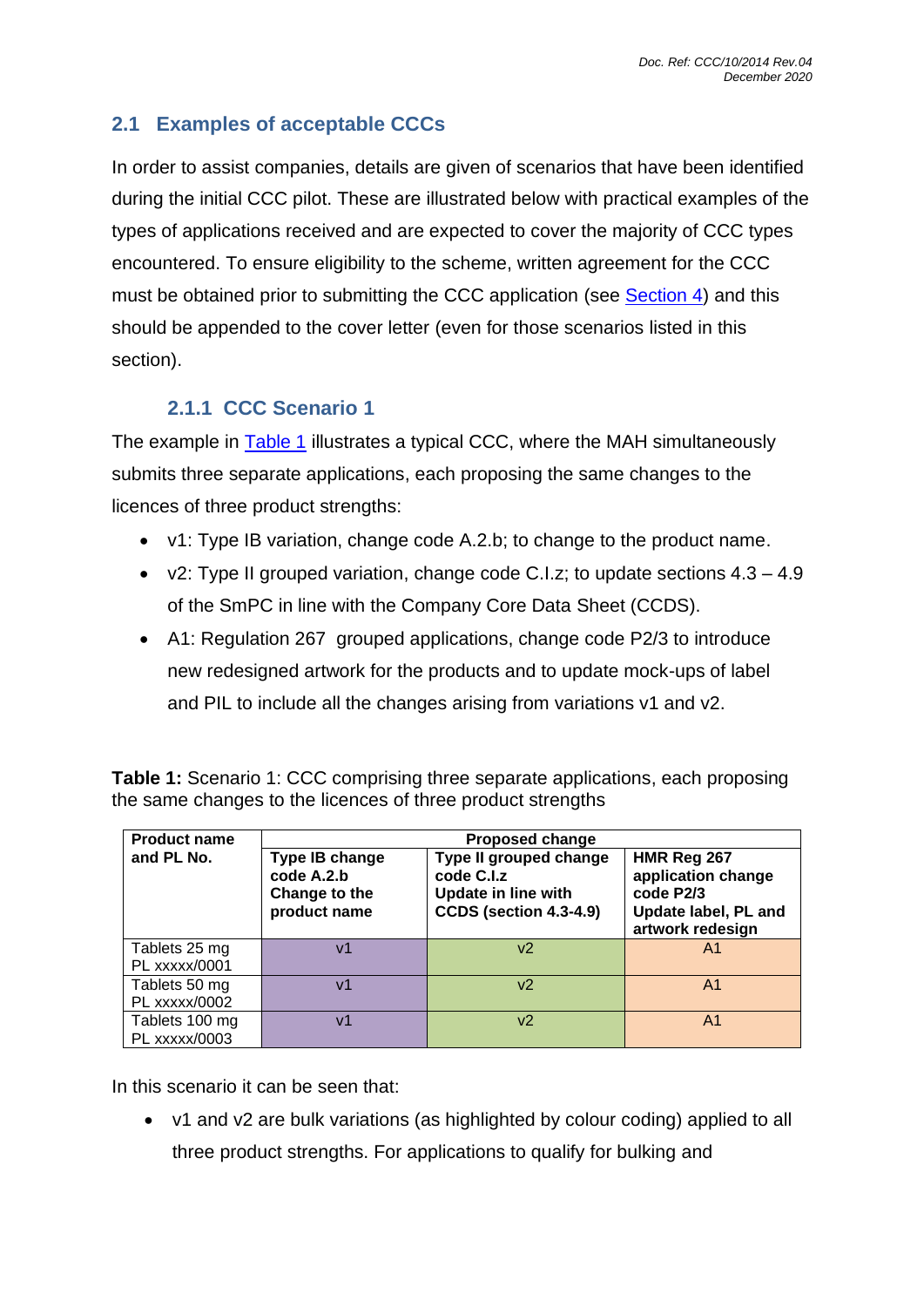## 2.1 Examples of acceptable CCCs

In order to assist companies, details are given of scenarios that have been identified during the initial CCC pilot. These are illustrated below with practical examples of the types of applications received and are expected to cover the majority of CCC types encountered. To ensure eligibility to the scheme, written agreement for the CCC must be obtained prior to submitting the CCC application (see Section 4) and this should be appended to the cover letter (even for those scenarios listed in this section).

### 2.1.1 CCC Scenario 1

The example in Table 1 illustrates a typical CCC, where the MAH simultaneously submits three separate applications, each proposing the same changes to the licences of three product strengths:

- v1: Type IB variation, change code A.2.b; to change to the product name.
- v2: Type II grouped variation, change code C.I.z; to update sections 4.3 – 4.9 of the SmPC in line with the Company Core Data Sheet (CCDS).
- A1: Regulation 267 grouped applications, change code P2/3 to introduce new redesigned artwork for the products and to update mock-ups of label and PIL to include all the changes arising from variations v1 and v2.

**Table 1:** Scenario 1: CCC comprising three separate applications, each proposing the same changes to the licences of three product strengths

| **Product name and PL No.** | **Proposed change** | | |
|---|---|---|---|
| | **Type IB change code A.2.b Change to the product name** | **Type II grouped change code C.I.z Update in line with CCDS (section 4.3-4.9)** | **HMR Reg 267 application change code P2/3 Update label, PL and artwork redesign** |
| Tablets 25 mg PL xxxxx/0001 | v1 | v2 | A1 |
| Tablets 50 mg PL xxxxx/0002 | v1 | v2 | A1 |
| Tablets 100 mg PL xxxxx/0003 | v1 | v2 | A1 |

In this scenario it can be seen that:

- v1 and v2 are bulk variations (as highlighted by colour coding) applied to all three product strengths. For applications to qualify for bulking and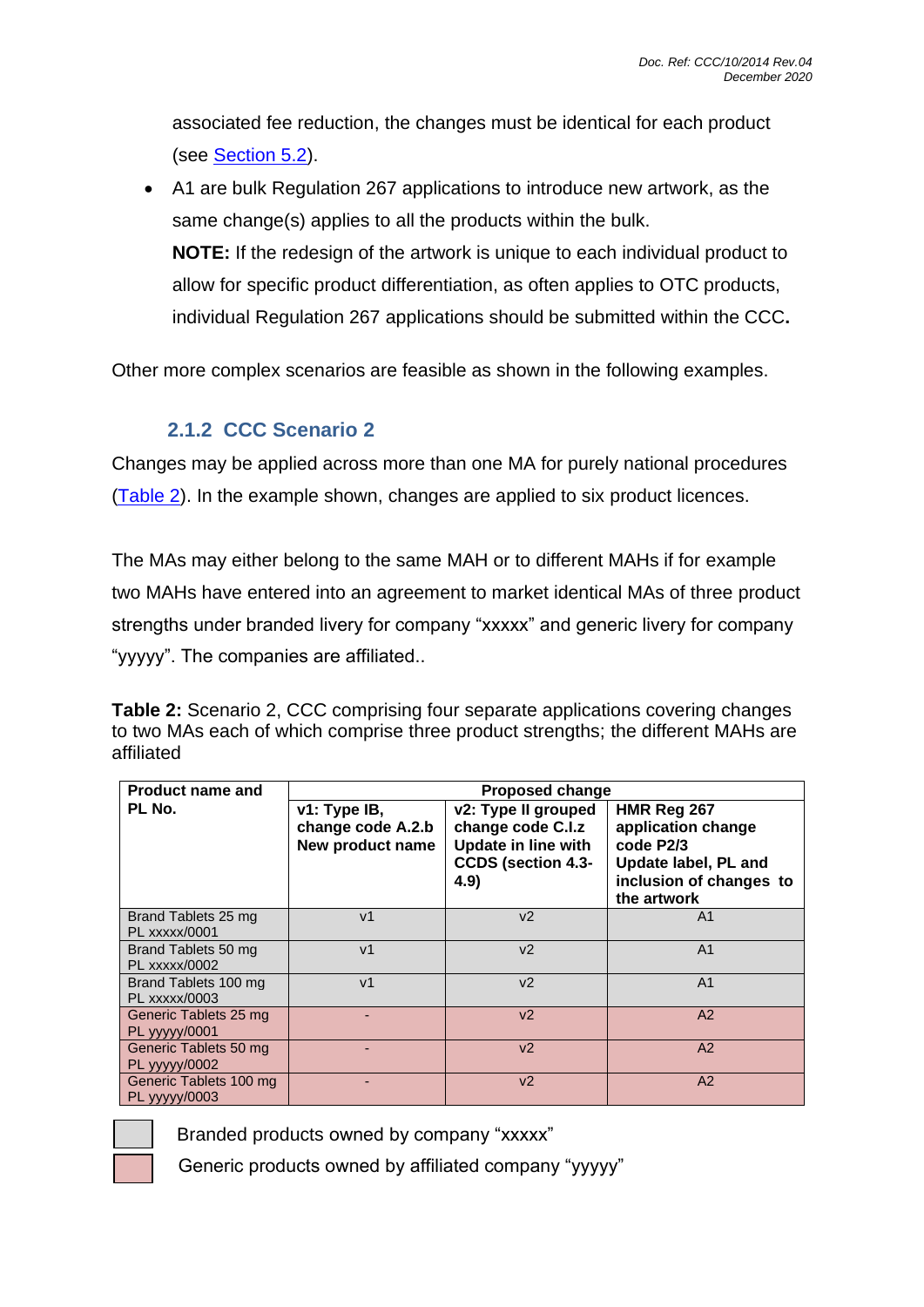associated fee reduction, the changes must be identical for each product (see Section 5.2).

- A1 are bulk Regulation 267 applications to introduce new artwork, as the same change(s) applies to all the products within the bulk.
  **NOTE:** If the redesign of the artwork is unique to each individual product to allow for specific product differentiation, as often applies to OTC products, individual Regulation 267 applications should be submitted within the CCC**.**

Other more complex scenarios are feasible as shown in the following examples.

### 2.1.2 CCC Scenario 2

Changes may be applied across more than one MA for purely national procedures (Table 2). In the example shown, changes are applied to six product licences.

The MAs may either belong to the same MAH or to different MAHs if for example two MAHs have entered into an agreement to market identical MAs of three product strengths under branded livery for company "xxxxx" and generic livery for company "yyyyy". The companies are affiliated..

**Table 2:** Scenario 2, CCC comprising four separate applications covering changes to two MAs each of which comprise three product strengths; the different MAHs are affiliated

| **Product name and PL No.** | **Proposed change** | | |
|---|---|---|---|
| | **v1: Type IB, change code A.2.b New product name** | **v2: Type II grouped change code C.I.z Update in line with CCDS (section 4.3-4.9)** | **HMR Reg 267 application change code P2/3 Update label, PL and inclusion of changes to the artwork** |
| Brand Tablets 25 mg PL xxxxx/0001 | v1 | v2 | A1 |
| Brand Tablets 50 mg PL xxxxx/0002 | v1 | v2 | A1 |
| Brand Tablets 100 mg PL xxxxx/0003 | v1 | v2 | A1 |
| Generic Tablets 25 mg PL yyyyy/0001 | - | v2 | A2 |
| Generic Tablets 50 mg PL yyyyy/0002 | - | v2 | A2 |
| Generic Tablets 100 mg PL yyyyy/0003 | - | v2 | A2 |

Branded products owned by company "xxxxx"

Generic products owned by affiliated company "yyyyy"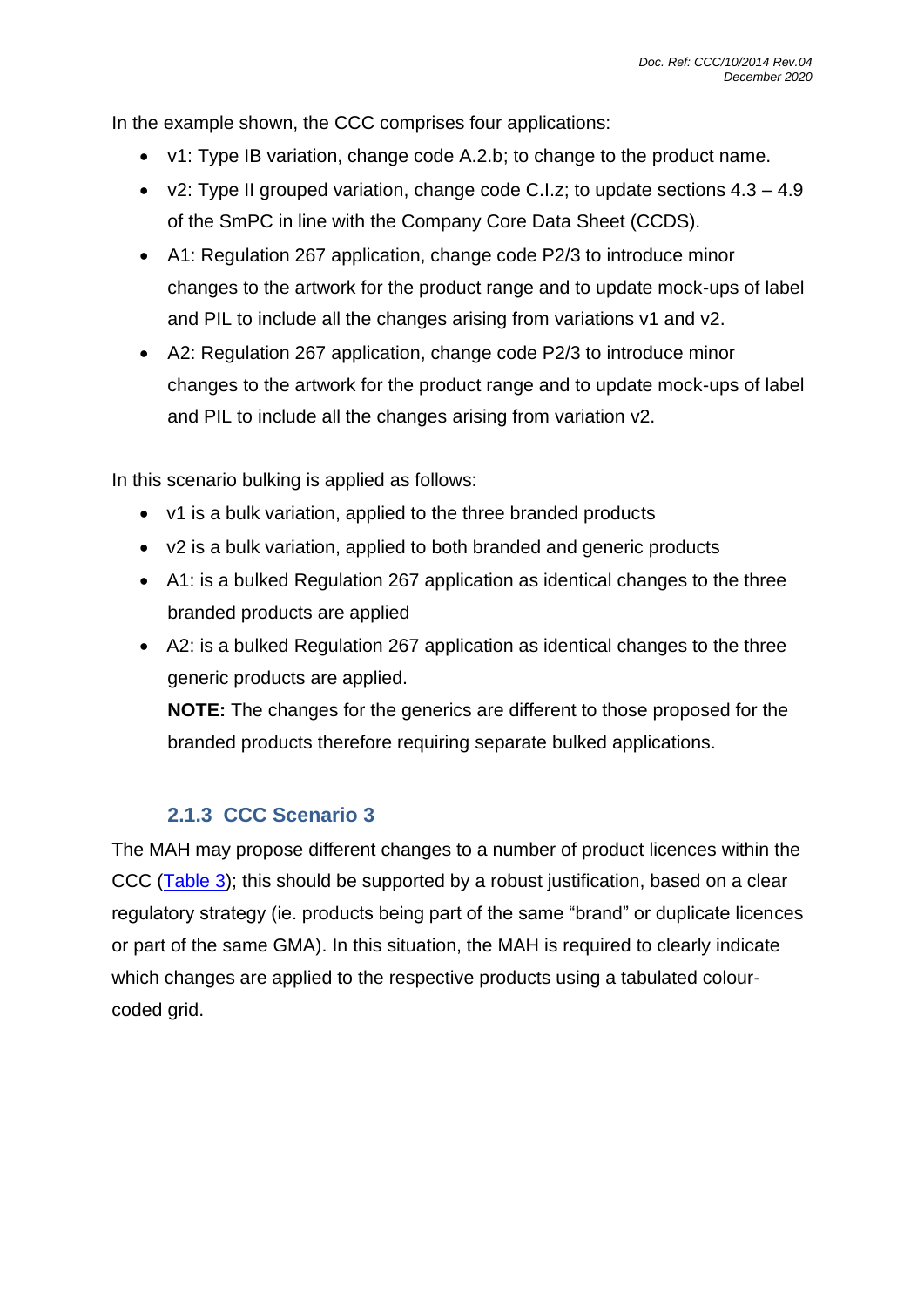In the example shown, the CCC comprises four applications:

- v1: Type IB variation, change code A.2.b; to change to the product name.
- v2: Type II grouped variation, change code C.I.z; to update sections 4.3 – 4.9 of the SmPC in line with the Company Core Data Sheet (CCDS).
- A1: Regulation 267 application, change code P2/3 to introduce minor changes to the artwork for the product range and to update mock-ups of label and PIL to include all the changes arising from variations v1 and v2.
- A2: Regulation 267 application, change code P2/3 to introduce minor changes to the artwork for the product range and to update mock-ups of label and PIL to include all the changes arising from variation v2.

In this scenario bulking is applied as follows:

- v1 is a bulk variation, applied to the three branded products
- v2 is a bulk variation, applied to both branded and generic products
- A1: is a bulked Regulation 267 application as identical changes to the three branded products are applied
- A2: is a bulked Regulation 267 application as identical changes to the three generic products are applied.

  **NOTE:** The changes for the generics are different to those proposed for the branded products therefore requiring separate bulked applications.

### 2.1.3 CCC Scenario 3

The MAH may propose different changes to a number of product licences within the CCC (Table 3); this should be supported by a robust justification, based on a clear regulatory strategy (ie. products being part of the same "brand" or duplicate licences or part of the same GMA). In this situation, the MAH is required to clearly indicate which changes are applied to the respective products using a tabulated colour-coded grid.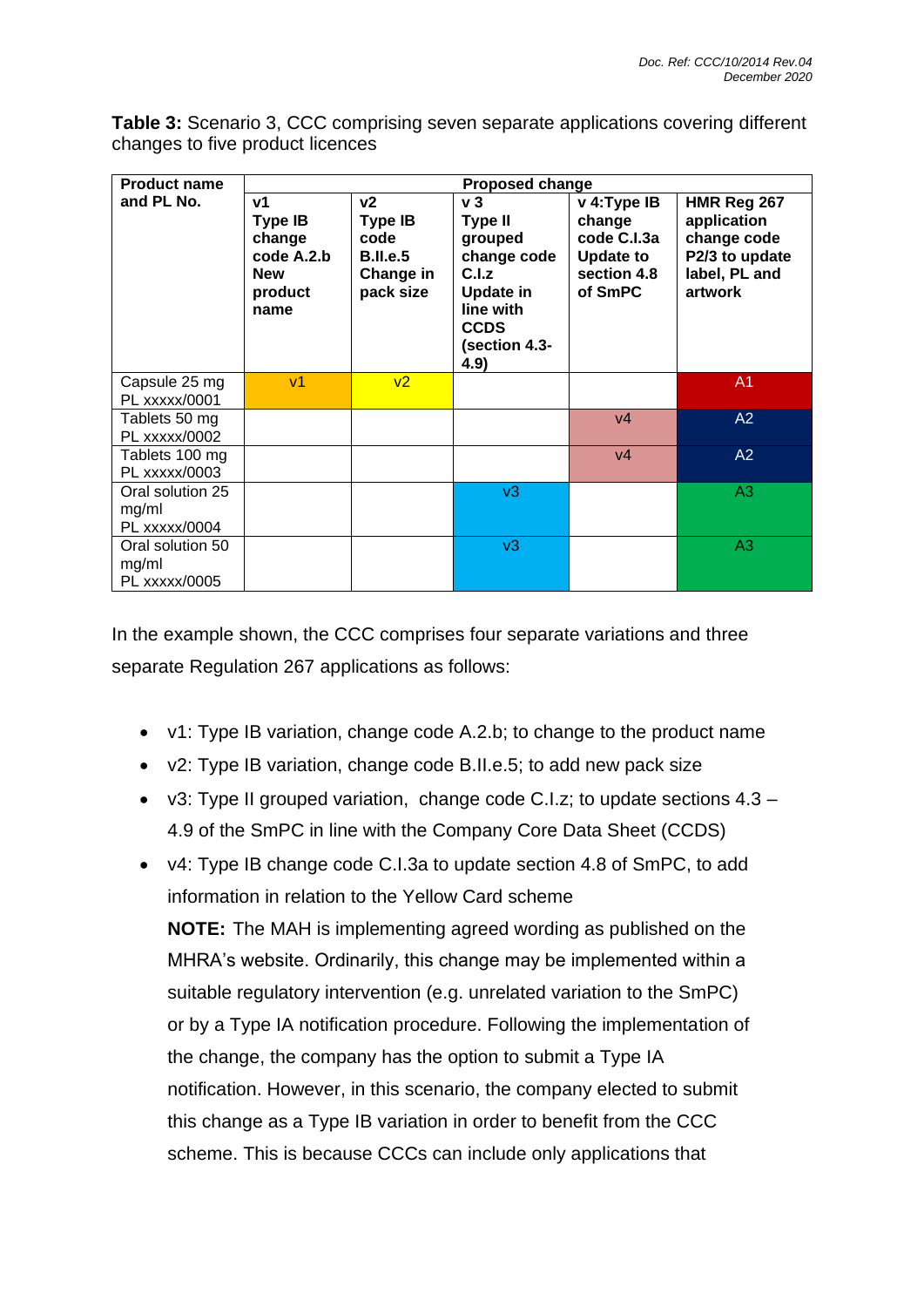**Table 3:** Scenario 3, CCC comprising seven separate applications covering different changes to five product licences

| Product name and PL No. | Proposed change | | | | |
|---|---|---|---|---|---|
| | **v1 Type IB change code A.2.b New product name** | **v2 Type IB code B.II.e.5 Change in pack size** | **v 3 Type II grouped change code C.I.z Update in line with CCDS (section 4.3-4.9)** | **v 4:Type IB change code C.I.3a Update to section 4.8 of SmPC** | **HMR Reg 267 application change code P2/3 to update label, PL and artwork** |
| Capsule 25 mg PL xxxxx/0001 | v1 | v2 | | | A1 |
| Tablets 50 mg PL xxxxx/0002 | | | | v4 | A2 |
| Tablets 100 mg PL xxxxx/0003 | | | | v4 | A2 |
| Oral solution 25 mg/ml PL xxxxx/0004 | | | v3 | | A3 |
| Oral solution 50 mg/ml PL xxxxx/0005 | | | v3 | | A3 |

In the example shown, the CCC comprises four separate variations and three separate Regulation 267 applications as follows:

- v1: Type IB variation, change code A.2.b; to change to the product name
- v2: Type IB variation, change code B.II.e.5; to add new pack size
- v3: Type II grouped variation, change code C.I.z; to update sections 4.3 – 4.9 of the SmPC in line with the Company Core Data Sheet (CCDS)
- v4: Type IB change code C.I.3a to update section 4.8 of SmPC, to add information in relation to the Yellow Card scheme

  **NOTE:** The MAH is implementing agreed wording as published on the MHRA's website. Ordinarily, this change may be implemented within a suitable regulatory intervention (e.g. unrelated variation to the SmPC) or by a Type IA notification procedure. Following the implementation of the change, the company has the option to submit a Type IA notification. However, in this scenario, the company elected to submit this change as a Type IB variation in order to benefit from the CCC scheme. This is because CCCs can include only applications that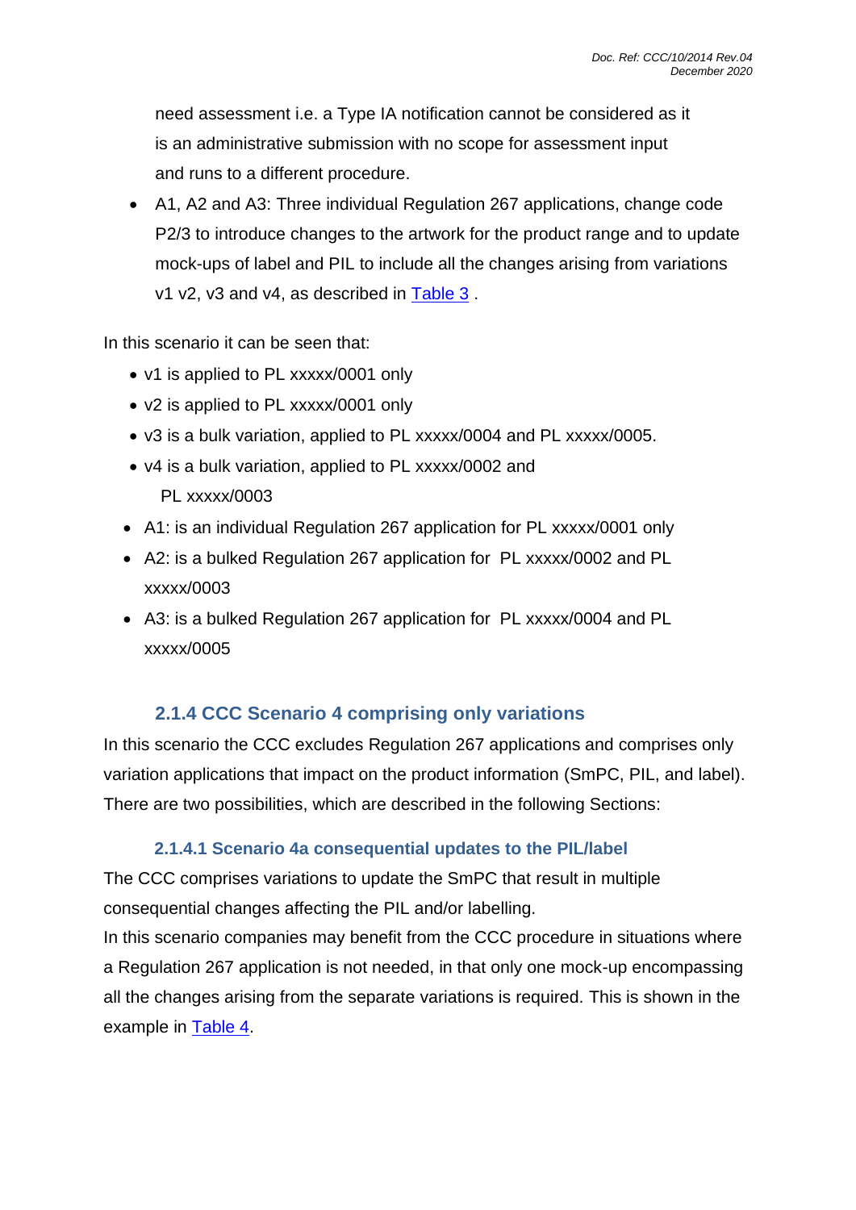need assessment i.e. a Type IA notification cannot be considered as it is an administrative submission with no scope for assessment input and runs to a different procedure.

- A1, A2 and A3: Three individual Regulation 267 applications, change code P2/3 to introduce changes to the artwork for the product range and to update mock-ups of label and PIL to include all the changes arising from variations v1 v2, v3 and v4, as described in Table 3 .

In this scenario it can be seen that:

- v1 is applied to PL xxxxx/0001 only
- v2 is applied to PL xxxxx/0001 only
- v3 is a bulk variation, applied to PL xxxxx/0004 and PL xxxxx/0005.
- v4 is a bulk variation, applied to PL xxxxx/0002 and PL xxxxx/0003
- A1: is an individual Regulation 267 application for PL xxxxx/0001 only
- A2: is a bulked Regulation 267 application for PL xxxxx/0002 and PL xxxxx/0003
- A3: is a bulked Regulation 267 application for PL xxxxx/0004 and PL xxxxx/0005

### 2.1.4 CCC Scenario 4 comprising only variations

In this scenario the CCC excludes Regulation 267 applications and comprises only variation applications that impact on the product information (SmPC, PIL, and label). There are two possibilities, which are described in the following Sections:

#### 2.1.4.1 Scenario 4a consequential updates to the PIL/label

The CCC comprises variations to update the SmPC that result in multiple consequential changes affecting the PIL and/or labelling.

In this scenario companies may benefit from the CCC procedure in situations where a Regulation 267 application is not needed, in that only one mock-up encompassing all the changes arising from the separate variations is required. This is shown in the example in Table 4.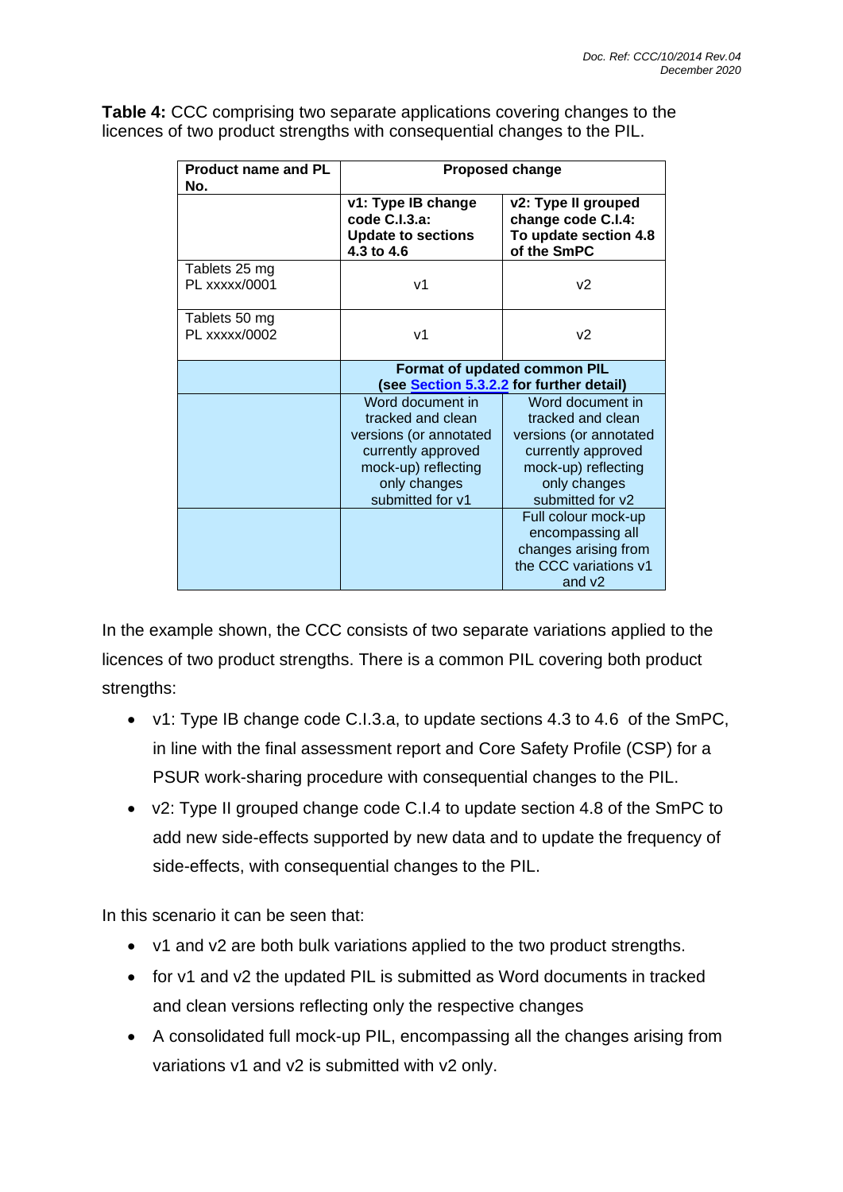**Table 4:** CCC comprising two separate applications covering changes to the licences of two product strengths with consequential changes to the PIL.

| Product name and PL No. | Proposed change | |
|---|---|---|
| | **v1: Type IB change code C.I.3.a: Update to sections 4.3 to 4.6** | **v2: Type II grouped change code C.I.4: To update section 4.8 of the SmPC** |
| Tablets 25 mg PL xxxxx/0001 | v1 | v2 |
| Tablets 50 mg PL xxxxx/0002 | v1 | v2 |
| | **Format of updated common PIL (see Section 5.3.2.2 for further detail)** | |
| | Word document in tracked and clean versions (or annotated currently approved mock-up) reflecting only changes submitted for v1 | Word document in tracked and clean versions (or annotated currently approved mock-up) reflecting only changes submitted for v2 |
| | | Full colour mock-up encompassing all changes arising from the CCC variations v1 and v2 |

In the example shown, the CCC consists of two separate variations applied to the licences of two product strengths. There is a common PIL covering both product strengths:

- v1: Type IB change code C.I.3.a, to update sections 4.3 to 4.6 of the SmPC, in line with the final assessment report and Core Safety Profile (CSP) for a PSUR work-sharing procedure with consequential changes to the PIL.
- v2: Type II grouped change code C.I.4 to update section 4.8 of the SmPC to add new side-effects supported by new data and to update the frequency of side-effects, with consequential changes to the PIL.

In this scenario it can be seen that:

- v1 and v2 are both bulk variations applied to the two product strengths.
- for v1 and v2 the updated PIL is submitted as Word documents in tracked and clean versions reflecting only the respective changes
- A consolidated full mock-up PIL, encompassing all the changes arising from variations v1 and v2 is submitted with v2 only.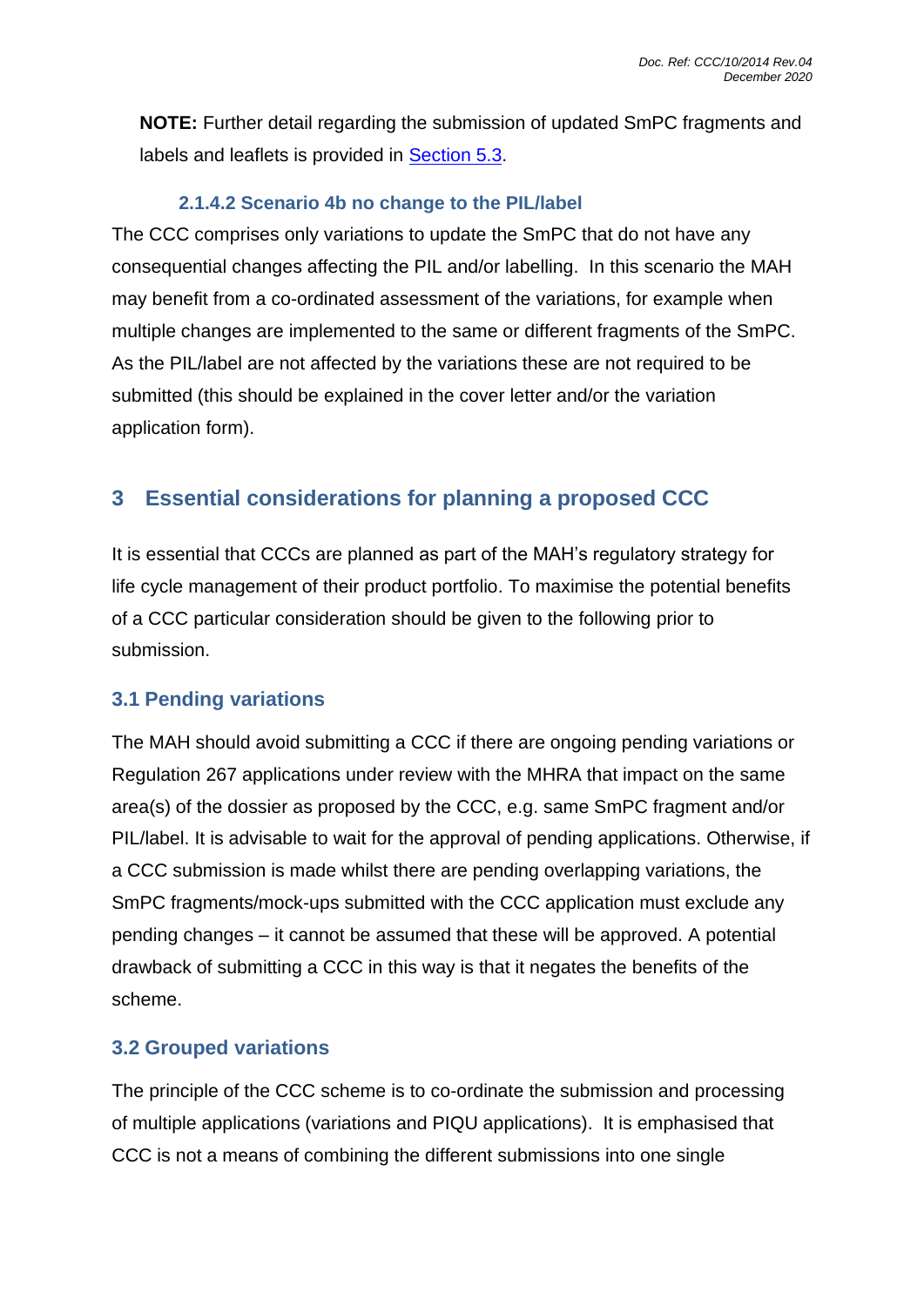**NOTE:** Further detail regarding the submission of updated SmPC fragments and labels and leaflets is provided in Section 5.3.

#### 2.1.4.2 Scenario 4b no change to the PIL/label

The CCC comprises only variations to update the SmPC that do not have any consequential changes affecting the PIL and/or labelling. In this scenario the MAH may benefit from a co-ordinated assessment of the variations, for example when multiple changes are implemented to the same or different fragments of the SmPC. As the PIL/label are not affected by the variations these are not required to be submitted (this should be explained in the cover letter and/or the variation application form).

## 3 Essential considerations for planning a proposed CCC

It is essential that CCCs are planned as part of the MAH's regulatory strategy for life cycle management of their product portfolio. To maximise the potential benefits of a CCC particular consideration should be given to the following prior to submission.

### 3.1 Pending variations

The MAH should avoid submitting a CCC if there are ongoing pending variations or Regulation 267 applications under review with the MHRA that impact on the same area(s) of the dossier as proposed by the CCC, e.g. same SmPC fragment and/or PIL/label. It is advisable to wait for the approval of pending applications. Otherwise, if a CCC submission is made whilst there are pending overlapping variations, the SmPC fragments/mock-ups submitted with the CCC application must exclude any pending changes – it cannot be assumed that these will be approved. A potential drawback of submitting a CCC in this way is that it negates the benefits of the scheme.

### 3.2 Grouped variations

The principle of the CCC scheme is to co-ordinate the submission and processing of multiple applications (variations and PIQU applications). It is emphasised that CCC is not a means of combining the different submissions into one single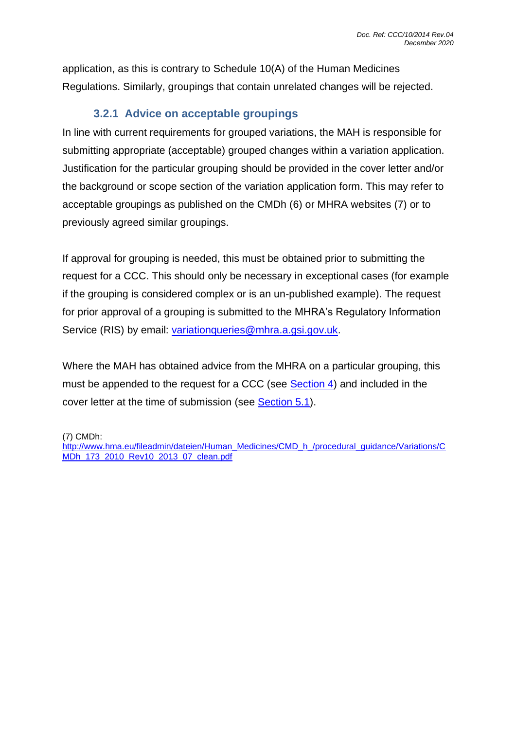application, as this is contrary to Schedule 10(A) of the Human Medicines Regulations. Similarly, groupings that contain unrelated changes will be rejected.

### 3.2.1 Advice on acceptable groupings

In line with current requirements for grouped variations, the MAH is responsible for submitting appropriate (acceptable) grouped changes within a variation application. Justification for the particular grouping should be provided in the cover letter and/or the background or scope section of the variation application form. This may refer to acceptable groupings as published on the CMDh (6) or MHRA websites (7) or to previously agreed similar groupings.

If approval for grouping is needed, this must be obtained prior to submitting the request for a CCC. This should only be necessary in exceptional cases (for example if the grouping is considered complex or is an un-published example). The request for prior approval of a grouping is submitted to the MHRA's Regulatory Information Service (RIS) by email: [variationqueries@mhra.a.gsi.gov.uk](mailto:variationqueries@mhra.a.gsi.gov.uk).

Where the MAH has obtained advice from the MHRA on a particular grouping, this must be appended to the request for a CCC (see [Section 4](#)) and included in the cover letter at the time of submission (see [Section 5.1](#)).

(7) CMDh: [http://www.hma.eu/fileadmin/dateien/Human_Medicines/CMD_h_/procedural_guidance/Variations/CMDh_173_2010_Rev10_2013_07_clean.pdf](http://www.hma.eu/fileadmin/dateien/Human_Medicines/CMD_h_/procedural_guidance/Variations/CMDh_173_2010_Rev10_2013_07_clean.pdf)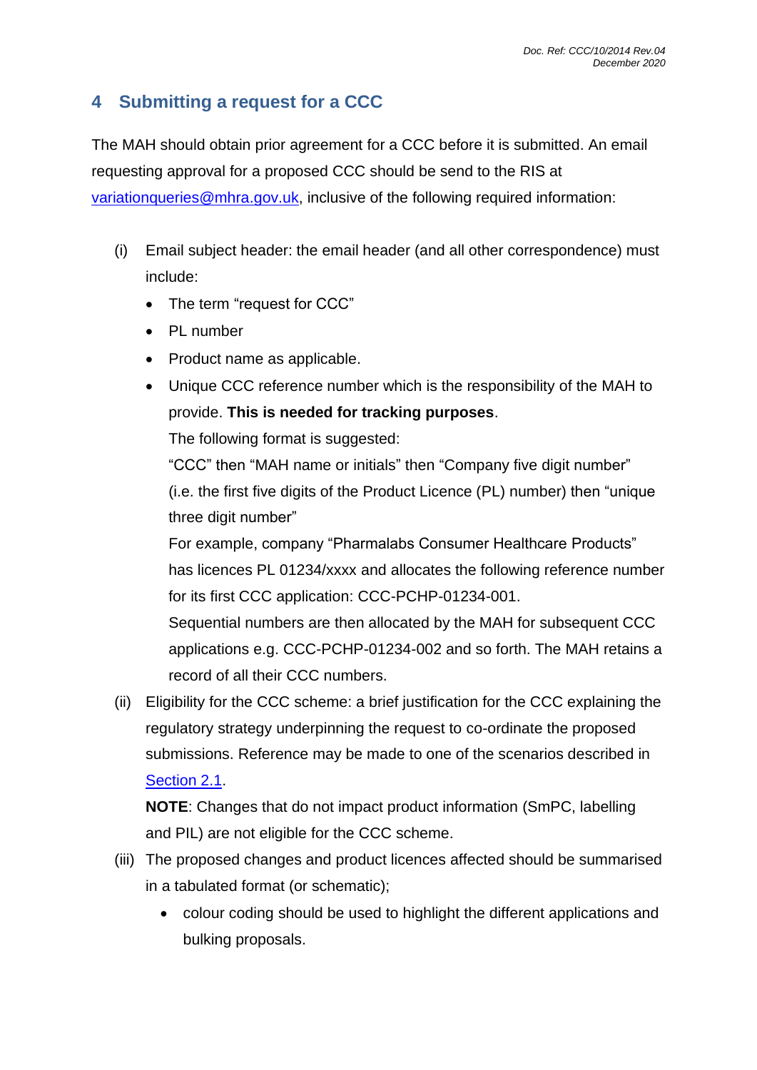## 4 Submitting a request for a CCC

The MAH should obtain prior agreement for a CCC before it is submitted. An email requesting approval for a proposed CCC should be send to the RIS at variationqueries@mhra.gov.uk, inclusive of the following required information:

(i) Email subject header: the email header (and all other correspondence) must include:
   - The term "request for CCC"
   - PL number
   - Product name as applicable.
   - Unique CCC reference number which is the responsibility of the MAH to provide. **This is needed for tracking purposes**.
     The following format is suggested:
     "CCC" then "MAH name or initials" then "Company five digit number" (i.e. the first five digits of the Product Licence (PL) number) then "unique three digit number"
     For example, company "Pharmalabs Consumer Healthcare Products" has licences PL 01234/xxxx and allocates the following reference number for its first CCC application: CCC-PCHP-01234-001.
     Sequential numbers are then allocated by the MAH for subsequent CCC applications e.g. CCC-PCHP-01234-002 and so forth. The MAH retains a record of all their CCC numbers.

(ii) Eligibility for the CCC scheme: a brief justification for the CCC explaining the regulatory strategy underpinning the request to co-ordinate the proposed submissions. Reference may be made to one of the scenarios described in Section 2.1.
   **NOTE**: Changes that do not impact product information (SmPC, labelling and PIL) are not eligible for the CCC scheme.

(iii) The proposed changes and product licences affected should be summarised in a tabulated format (or schematic);
   - colour coding should be used to highlight the different applications and bulking proposals.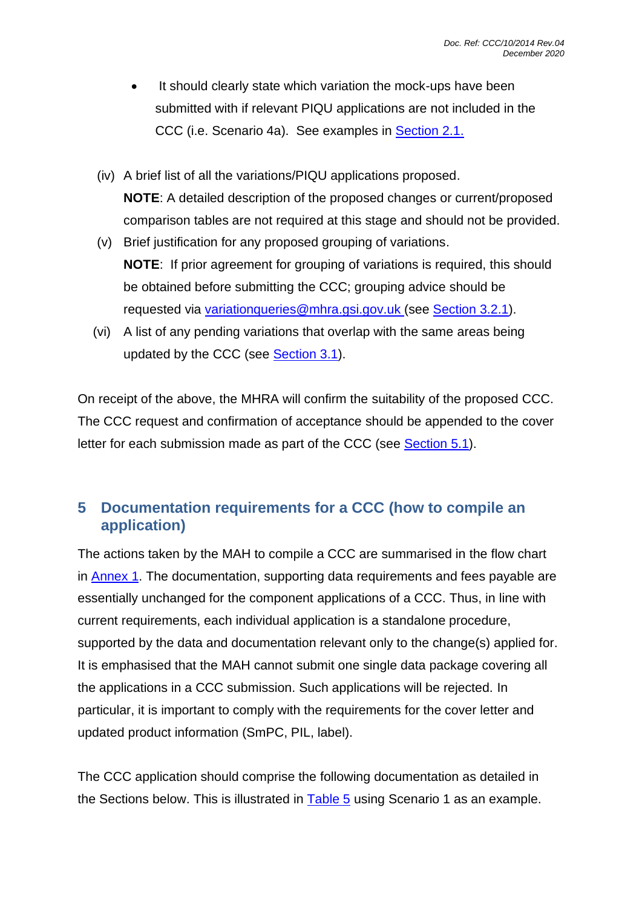- It should clearly state which variation the mock-ups have been submitted with if relevant PIQU applications are not included in the CCC (i.e. Scenario 4a). See examples in Section 2.1.

(iv) A brief list of all the variations/PIQU applications proposed.
**NOTE**: A detailed description of the proposed changes or current/proposed comparison tables are not required at this stage and should not be provided.

(v) Brief justification for any proposed grouping of variations.
**NOTE**: If prior agreement for grouping of variations is required, this should be obtained before submitting the CCC; grouping advice should be requested via variationqueries@mhra.gsi.gov.uk (see Section 3.2.1).

(vi) A list of any pending variations that overlap with the same areas being updated by the CCC (see Section 3.1).

On receipt of the above, the MHRA will confirm the suitability of the proposed CCC. The CCC request and confirmation of acceptance should be appended to the cover letter for each submission made as part of the CCC (see Section 5.1).

## 5 Documentation requirements for a CCC (how to compile an application)

The actions taken by the MAH to compile a CCC are summarised in the flow chart in Annex 1. The documentation, supporting data requirements and fees payable are essentially unchanged for the component applications of a CCC. Thus, in line with current requirements, each individual application is a standalone procedure, supported by the data and documentation relevant only to the change(s) applied for. It is emphasised that the MAH cannot submit one single data package covering all the applications in a CCC submission. Such applications will be rejected. In particular, it is important to comply with the requirements for the cover letter and updated product information (SmPC, PIL, label).

The CCC application should comprise the following documentation as detailed in the Sections below. This is illustrated in Table 5 using Scenario 1 as an example.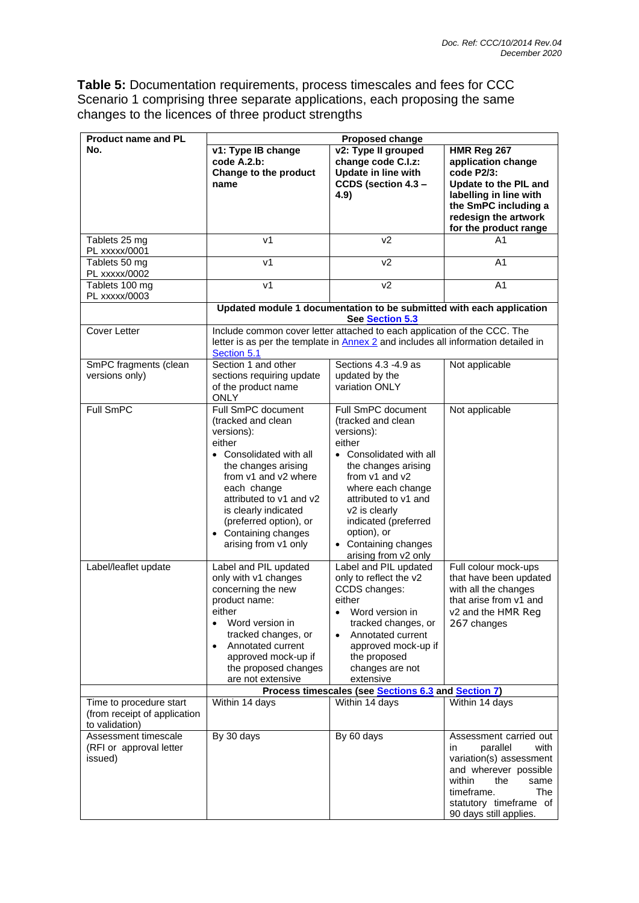**Table 5:** Documentation requirements, process timescales and fees for CCC Scenario 1 comprising three separate applications, each proposing the same changes to the licences of three product strengths

| Product name and PL No. | Proposed change | | |
|---|---|---|---|
| | **v1: Type IB change code A.2.b: Change to the product name** | **v2: Type II grouped change code C.I.z: Update in line with CCDS (section 4.3 – 4.9)** | **HMR Reg 267 application change code P2/3: Update to the PIL and labelling in line with the SmPC including a redesign the artwork for the product range** |
| Tablets 25 mg PL xxxxx/0001 | v1 | v2 | A1 |
| Tablets 50 mg PL xxxxx/0002 | v1 | v2 | A1 |
| Tablets 100 mg PL xxxxx/0003 | v1 | v2 | A1 |
| | **Updated module 1 documentation to be submitted with each application See Section 5.3** | | |
| Cover Letter | Include common cover letter attached to each application of the CCC. The letter is as per the template in Annex 2 and includes all information detailed in Section 5.1 | | |
| SmPC fragments (clean versions only) | Section 1 and other sections requiring update of the product name ONLY | Sections 4.3 -4.9 as updated by the variation ONLY | Not applicable |
| Full SmPC | Full SmPC document (tracked and clean versions): either <br>• Consolidated with all the changes arising from v1 and v2 where each change attributed to v1 and v2 is clearly indicated (preferred option), or <br>• Containing changes arising from v1 only | Full SmPC document (tracked and clean versions): either <br>• Consolidated with all the changes arising from v1 and v2 where each change attributed to v1 and v2 is clearly indicated (preferred option), or <br>• Containing changes arising from v2 only | Not applicable |
| Label/leaflet update | Label and PIL updated only with v1 changes concerning the new product name: either <br>• Word version in tracked changes, or <br>• Annotated current approved mock-up if the proposed changes are not extensive | Label and PIL updated only to reflect the v2 CCDS changes: either <br>• Word version in tracked changes, or <br>• Annotated current approved mock-up if the proposed changes are not extensive | Full colour mock-ups that have been updated with all the changes that arise from v1 and v2 and the HMR Reg 267 changes |
| | **Process timescales (see Sections 6.3 and Section 7)** | | |
| Time to procedure start (from receipt of application to validation) | Within 14 days | Within 14 days | Within 14 days |
| Assessment timescale (RFI or approval letter issued) | By 30 days | By 60 days | Assessment carried out in parallel with variation(s) assessment and wherever possible within the same timeframe. The statutory timeframe of 90 days still applies. |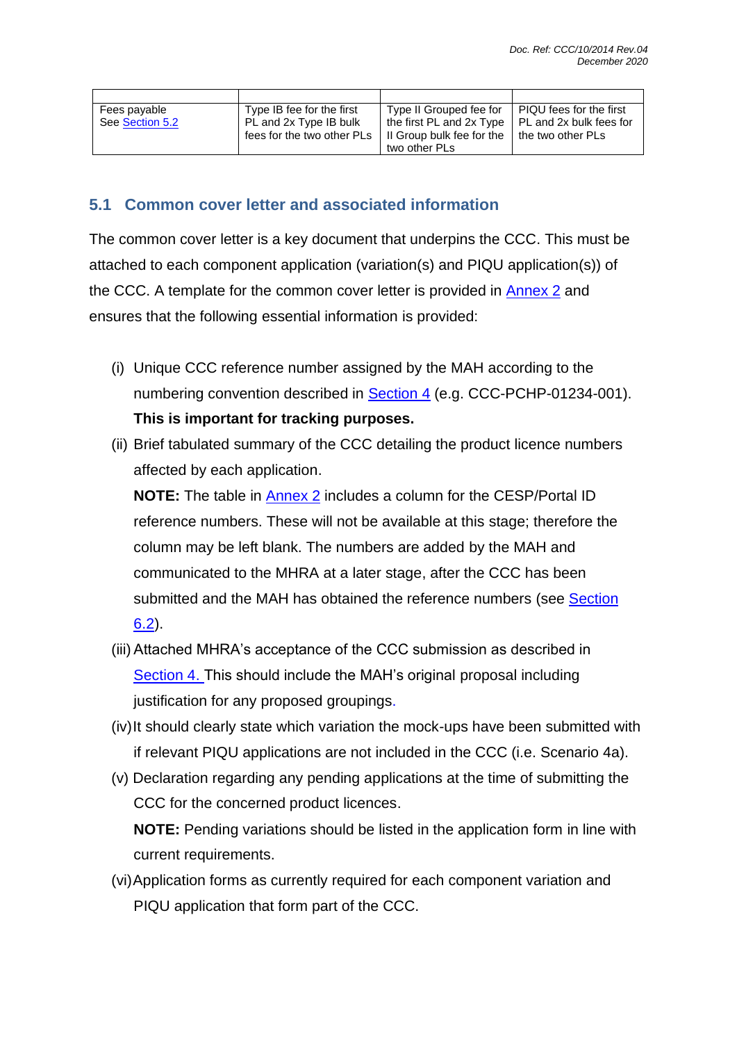| | | | |
|---|---|---|---|
| Fees payable See Section 5.2 | Type IB fee for the first PL and 2x Type IB bulk fees for the two other PLs | Type II Grouped fee for the first PL and 2x Type II Group bulk fee for the two other PLs | PIQU fees for the first PL and 2x bulk fees for the two other PLs |

## 5.1 Common cover letter and associated information

The common cover letter is a key document that underpins the CCC. This must be attached to each component application (variation(s) and PIQU application(s)) of the CCC. A template for the common cover letter is provided in Annex 2 and ensures that the following essential information is provided:

(i) Unique CCC reference number assigned by the MAH according to the numbering convention described in Section 4 (e.g. CCC-PCHP-01234-001). **This is important for tracking purposes.**

(ii) Brief tabulated summary of the CCC detailing the product licence numbers affected by each application.

**NOTE:** The table in Annex 2 includes a column for the CESP/Portal ID reference numbers. These will not be available at this stage; therefore the column may be left blank. The numbers are added by the MAH and communicated to the MHRA at a later stage, after the CCC has been submitted and the MAH has obtained the reference numbers (see Section 6.2).

(iii) Attached MHRA's acceptance of the CCC submission as described in Section 4. This should include the MAH's original proposal including justification for any proposed groupings.

(iv) It should clearly state which variation the mock-ups have been submitted with if relevant PIQU applications are not included in the CCC (i.e. Scenario 4a).

(v) Declaration regarding any pending applications at the time of submitting the CCC for the concerned product licences.

**NOTE:** Pending variations should be listed in the application form in line with current requirements.

(vi) Application forms as currently required for each component variation and PIQU application that form part of the CCC.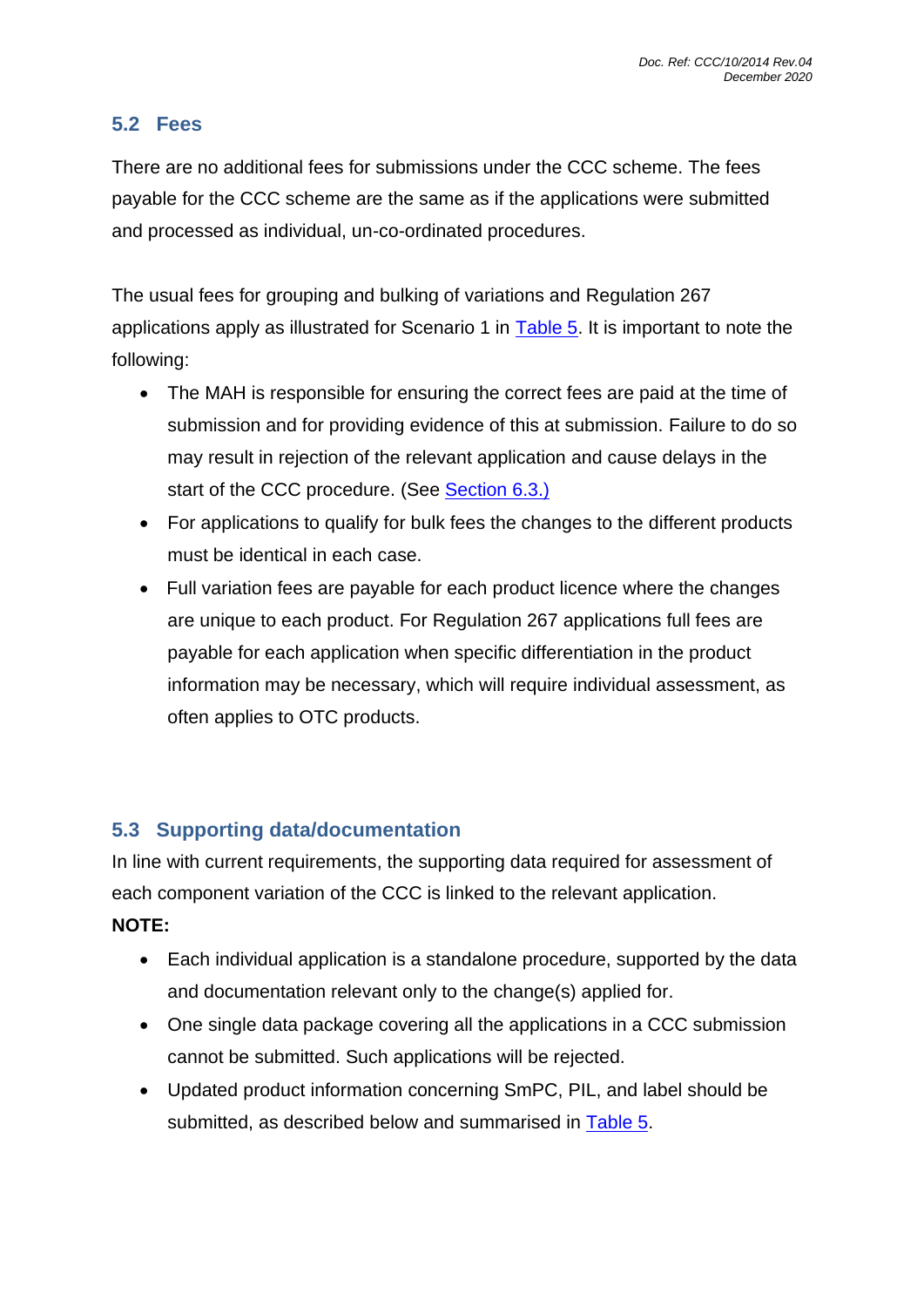## 5.2 Fees

There are no additional fees for submissions under the CCC scheme. The fees payable for the CCC scheme are the same as if the applications were submitted and processed as individual, un-co-ordinated procedures.

The usual fees for grouping and bulking of variations and Regulation 267 applications apply as illustrated for Scenario 1 in Table 5. It is important to note the following:

- The MAH is responsible for ensuring the correct fees are paid at the time of submission and for providing evidence of this at submission. Failure to do so may result in rejection of the relevant application and cause delays in the start of the CCC procedure. (See Section 6.3.)
- For applications to qualify for bulk fees the changes to the different products must be identical in each case.
- Full variation fees are payable for each product licence where the changes are unique to each product. For Regulation 267 applications full fees are payable for each application when specific differentiation in the product information may be necessary, which will require individual assessment, as often applies to OTC products.

## 5.3 Supporting data/documentation

In line with current requirements, the supporting data required for assessment of each component variation of the CCC is linked to the relevant application.

**NOTE:**

- Each individual application is a standalone procedure, supported by the data and documentation relevant only to the change(s) applied for.
- One single data package covering all the applications in a CCC submission cannot be submitted. Such applications will be rejected.
- Updated product information concerning SmPC, PIL, and label should be submitted, as described below and summarised in Table 5.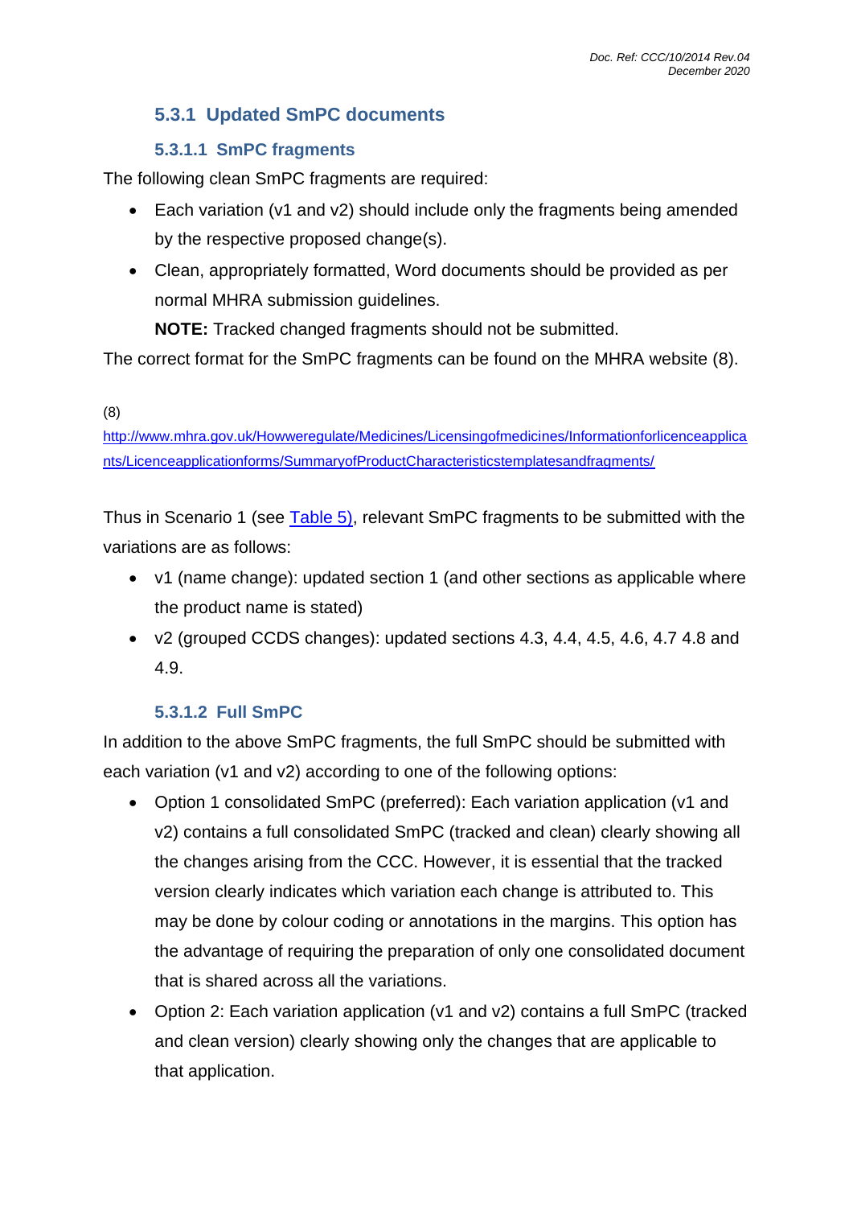### 5.3.1 Updated SmPC documents

#### 5.3.1.1 SmPC fragments

The following clean SmPC fragments are required:

- Each variation (v1 and v2) should include only the fragments being amended by the respective proposed change(s).
- Clean, appropriately formatted, Word documents should be provided as per normal MHRA submission guidelines.

  **NOTE:** Tracked changed fragments should not be submitted.

The correct format for the SmPC fragments can be found on the MHRA website (8).

(8) http://www.mhra.gov.uk/Howweregulate/Medicines/Licensingofmedicines/Informationforlicenceapplicants/Licenceapplicationforms/SummaryofProductCharacteristicstemplatesandfragments/

Thus in Scenario 1 (see Table 5), relevant SmPC fragments to be submitted with the variations are as follows:

- v1 (name change): updated section 1 (and other sections as applicable where the product name is stated)
- v2 (grouped CCDS changes): updated sections 4.3, 4.4, 4.5, 4.6, 4.7 4.8 and 4.9.

#### 5.3.1.2 Full SmPC

In addition to the above SmPC fragments, the full SmPC should be submitted with each variation (v1 and v2) according to one of the following options:

- Option 1 consolidated SmPC (preferred): Each variation application (v1 and v2) contains a full consolidated SmPC (tracked and clean) clearly showing all the changes arising from the CCC. However, it is essential that the tracked version clearly indicates which variation each change is attributed to. This may be done by colour coding or annotations in the margins. This option has the advantage of requiring the preparation of only one consolidated document that is shared across all the variations.
- Option 2: Each variation application (v1 and v2) contains a full SmPC (tracked and clean version) clearly showing only the changes that are applicable to that application.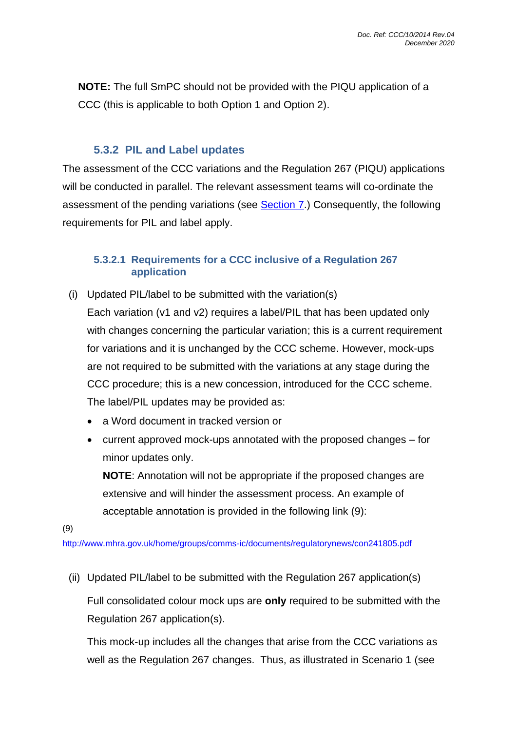**NOTE:** The full SmPC should not be provided with the PIQU application of a CCC (this is applicable to both Option 1 and Option 2).

### 5.3.2 PIL and Label updates

The assessment of the CCC variations and the Regulation 267 (PIQU) applications will be conducted in parallel. The relevant assessment teams will co-ordinate the assessment of the pending variations (see Section 7.) Consequently, the following requirements for PIL and label apply.

#### 5.3.2.1 Requirements for a CCC inclusive of a Regulation 267 application

(i) Updated PIL/label to be submitted with the variation(s)

Each variation (v1 and v2) requires a label/PIL that has been updated only with changes concerning the particular variation; this is a current requirement for variations and it is unchanged by the CCC scheme. However, mock-ups are not required to be submitted with the variations at any stage during the CCC procedure; this is a new concession, introduced for the CCC scheme. The label/PIL updates may be provided as:

- a Word document in tracked version or
- current approved mock-ups annotated with the proposed changes – for minor updates only.

  **NOTE**: Annotation will not be appropriate if the proposed changes are extensive and will hinder the assessment process. An example of acceptable annotation is provided in the following link (9):

(9) http://www.mhra.gov.uk/home/groups/comms-ic/documents/regulatorynews/con241805.pdf

(ii) Updated PIL/label to be submitted with the Regulation 267 application(s)

Full consolidated colour mock ups are **only** required to be submitted with the Regulation 267 application(s).

This mock-up includes all the changes that arise from the CCC variations as well as the Regulation 267 changes. Thus, as illustrated in Scenario 1 (see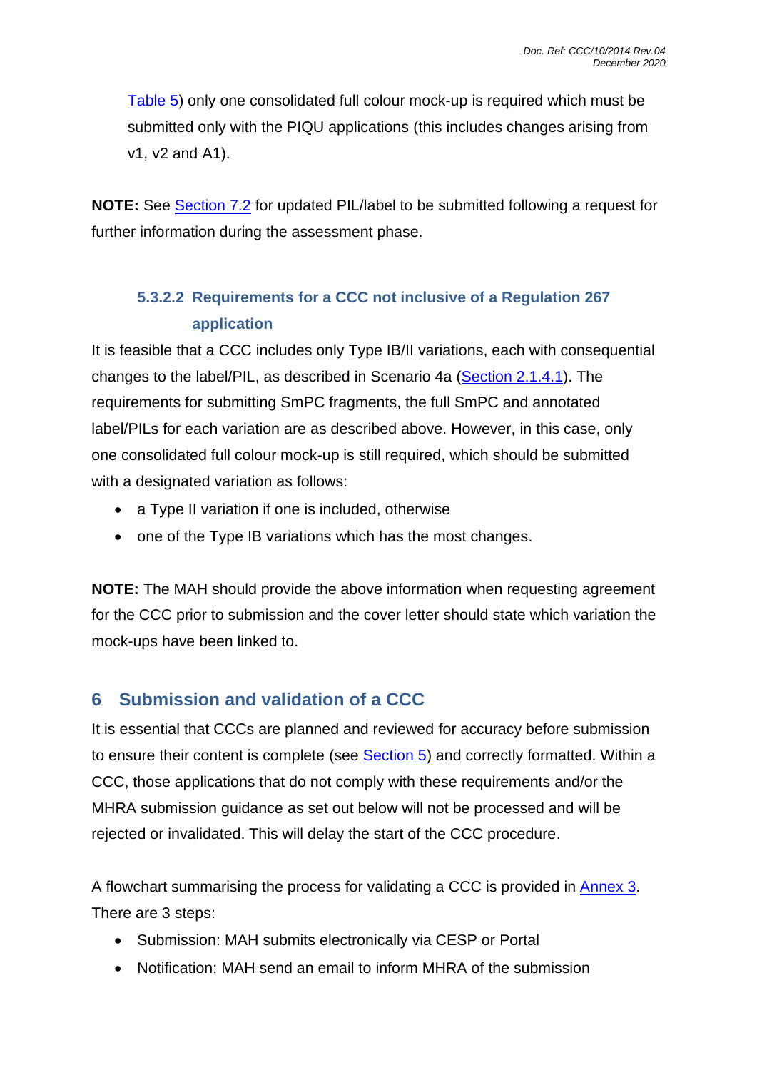Table 5) only one consolidated full colour mock-up is required which must be submitted only with the PIQU applications (this includes changes arising from v1, v2 and A1).

**NOTE:** See Section 7.2 for updated PIL/label to be submitted following a request for further information during the assessment phase.

#### 5.3.2.2 Requirements for a CCC not inclusive of a Regulation 267 application

It is feasible that a CCC includes only Type IB/II variations, each with consequential changes to the label/PIL, as described in Scenario 4a (Section 2.1.4.1). The requirements for submitting SmPC fragments, the full SmPC and annotated label/PILs for each variation are as described above. However, in this case, only one consolidated full colour mock-up is still required, which should be submitted with a designated variation as follows:

- a Type II variation if one is included, otherwise
- one of the Type IB variations which has the most changes.

**NOTE:** The MAH should provide the above information when requesting agreement for the CCC prior to submission and the cover letter should state which variation the mock-ups have been linked to.

## 6 Submission and validation of a CCC

It is essential that CCCs are planned and reviewed for accuracy before submission to ensure their content is complete (see Section 5) and correctly formatted. Within a CCC, those applications that do not comply with these requirements and/or the MHRA submission guidance as set out below will not be processed and will be rejected or invalidated. This will delay the start of the CCC procedure.

A flowchart summarising the process for validating a CCC is provided in Annex 3. There are 3 steps:

- Submission: MAH submits electronically via CESP or Portal
- Notification: MAH send an email to inform MHRA of the submission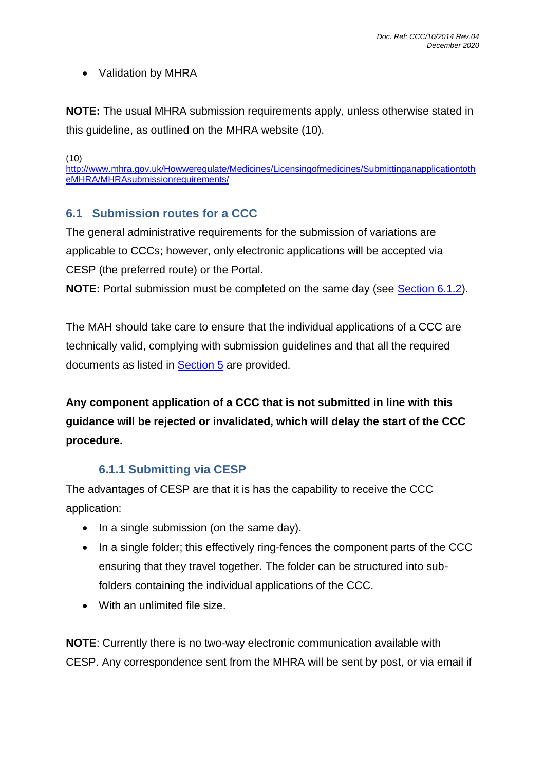- Validation by MHRA

**NOTE:** The usual MHRA submission requirements apply, unless otherwise stated in this guideline, as outlined on the MHRA website (10).

(10)
http://www.mhra.gov.uk/Howweregulate/Medicines/Licensingofmedicines/SubmittinganapplicationtotheMHRA/MHRAsubmissionrequirements/

## 6.1 Submission routes for a CCC

The general administrative requirements for the submission of variations are applicable to CCCs; however, only electronic applications will be accepted via CESP (the preferred route) or the Portal.

**NOTE:** Portal submission must be completed on the same day (see Section 6.1.2).

The MAH should take care to ensure that the individual applications of a CCC are technically valid, complying with submission guidelines and that all the required documents as listed in Section 5 are provided.

**Any component application of a CCC that is not submitted in line with this guidance will be rejected or invalidated, which will delay the start of the CCC procedure.**

### 6.1.1 Submitting via CESP

The advantages of CESP are that it is has the capability to receive the CCC application:

- In a single submission (on the same day).
- In a single folder; this effectively ring-fences the component parts of the CCC ensuring that they travel together. The folder can be structured into sub-folders containing the individual applications of the CCC.
- With an unlimited file size.

**NOTE**: Currently there is no two-way electronic communication available with CESP. Any correspondence sent from the MHRA will be sent by post, or via email if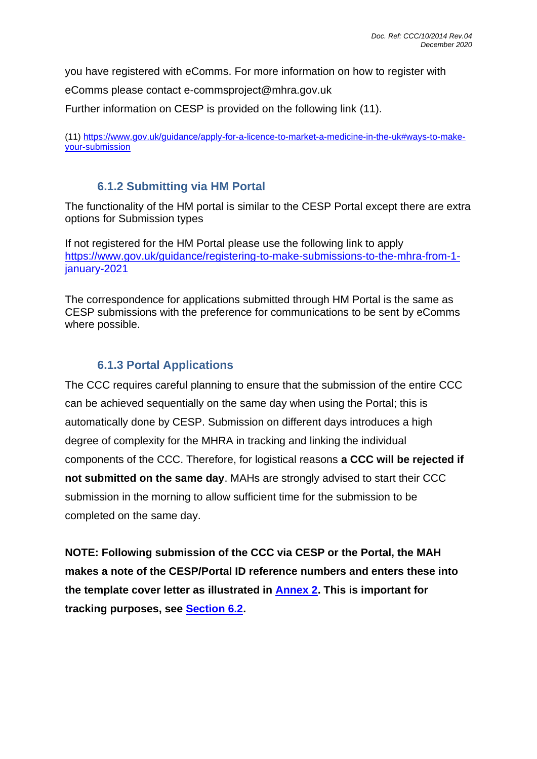you have registered with eComms. For more information on how to register with eComms please contact e-commsproject@mhra.gov.uk

Further information on CESP is provided on the following link (11).

(11) [https://www.gov.uk/guidance/apply-for-a-licence-to-market-a-medicine-in-the-uk#ways-to-make-your-submission](https://www.gov.uk/guidance/apply-for-a-licence-to-market-a-medicine-in-the-uk#ways-to-make-your-submission)

### 6.1.2 Submitting via HM Portal

The functionality of the HM portal is similar to the CESP Portal except there are extra options for Submission types

If not registered for the HM Portal please use the following link to apply [https://www.gov.uk/guidance/registering-to-make-submissions-to-the-mhra-from-1-january-2021](https://www.gov.uk/guidance/registering-to-make-submissions-to-the-mhra-from-1-january-2021)

The correspondence for applications submitted through HM Portal is the same as CESP submissions with the preference for communications to be sent by eComms where possible.

### 6.1.3 Portal Applications

The CCC requires careful planning to ensure that the submission of the entire CCC can be achieved sequentially on the same day when using the Portal; this is automatically done by CESP. Submission on different days introduces a high degree of complexity for the MHRA in tracking and linking the individual components of the CCC. Therefore, for logistical reasons **a CCC will be rejected if not submitted on the same day**. MAHs are strongly advised to start their CCC submission in the morning to allow sufficient time for the submission to be completed on the same day.

**NOTE: Following submission of the CCC via CESP or the Portal, the MAH makes a note of the CESP/Portal ID reference numbers and enters these into the template cover letter as illustrated in [Annex 2](#). This is important for tracking purposes, see [Section 6.2](#).**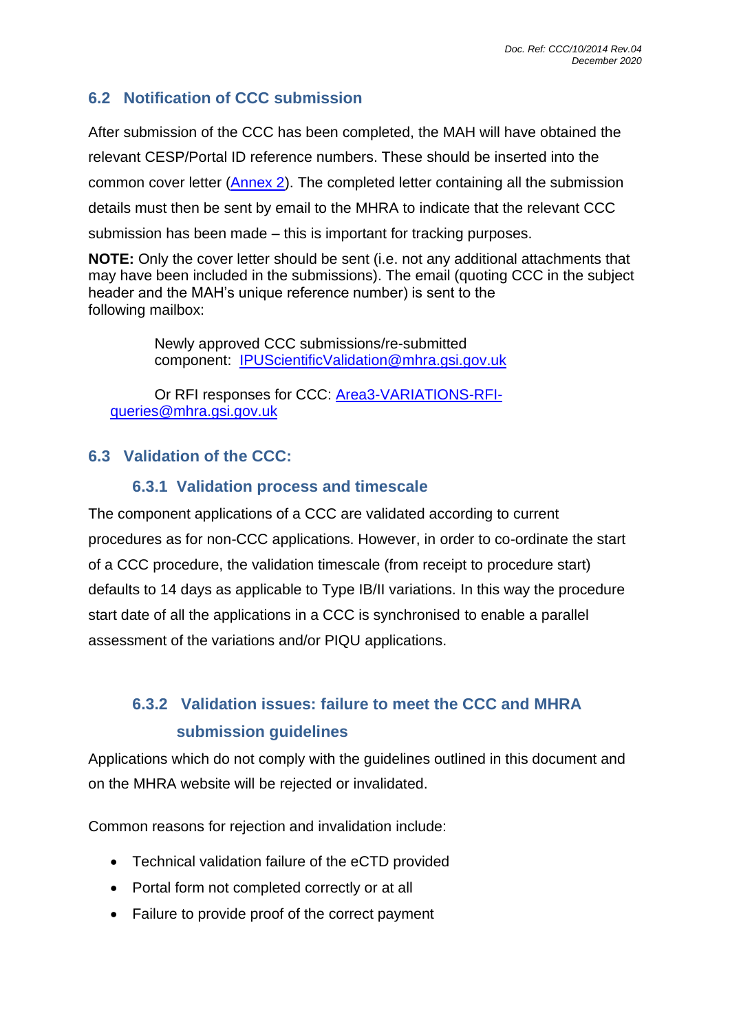## 6.2 Notification of CCC submission

After submission of the CCC has been completed, the MAH will have obtained the relevant CESP/Portal ID reference numbers. These should be inserted into the common cover letter (Annex 2). The completed letter containing all the submission details must then be sent by email to the MHRA to indicate that the relevant CCC submission has been made – this is important for tracking purposes.

**NOTE:** Only the cover letter should be sent (i.e. not any additional attachments that may have been included in the submissions). The email (quoting CCC in the subject header and the MAH's unique reference number) is sent to the following mailbox:

Newly approved CCC submissions/re-submitted component: IPUScientificValidation@mhra.gsi.gov.uk

Or RFI responses for CCC: Area3-VARIATIONS-RFI-queries@mhra.gsi.gov.uk

## 6.3 Validation of the CCC:

### 6.3.1 Validation process and timescale

The component applications of a CCC are validated according to current procedures as for non-CCC applications. However, in order to co-ordinate the start of a CCC procedure, the validation timescale (from receipt to procedure start) defaults to 14 days as applicable to Type IB/II variations. In this way the procedure start date of all the applications in a CCC is synchronised to enable a parallel assessment of the variations and/or PIQU applications.

### 6.3.2 Validation issues: failure to meet the CCC and MHRA submission guidelines

Applications which do not comply with the guidelines outlined in this document and on the MHRA website will be rejected or invalidated.

Common reasons for rejection and invalidation include:

- Technical validation failure of the eCTD provided
- Portal form not completed correctly or at all
- Failure to provide proof of the correct payment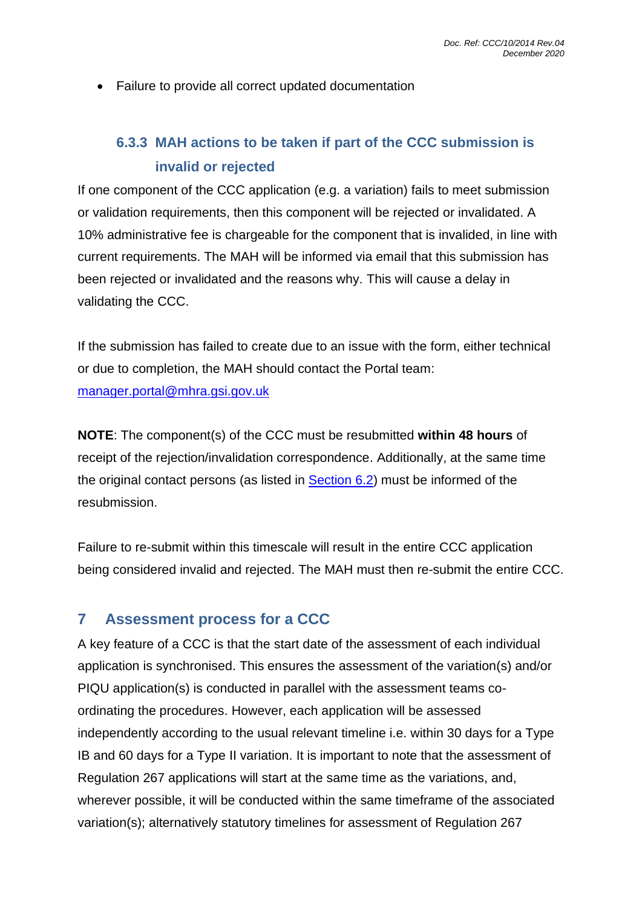- Failure to provide all correct updated documentation

### 6.3.3 MAH actions to be taken if part of the CCC submission is invalid or rejected

If one component of the CCC application (e.g. a variation) fails to meet submission or validation requirements, then this component will be rejected or invalidated. A 10% administrative fee is chargeable for the component that is invalided, in line with current requirements. The MAH will be informed via email that this submission has been rejected or invalidated and the reasons why. This will cause a delay in validating the CCC.

If the submission has failed to create due to an issue with the form, either technical or due to completion, the MAH should contact the Portal team: manager.portal@mhra.gsi.gov.uk

**NOTE**: The component(s) of the CCC must be resubmitted **within 48 hours** of receipt of the rejection/invalidation correspondence. Additionally, at the same time the original contact persons (as listed in Section 6.2) must be informed of the resubmission.

Failure to re-submit within this timescale will result in the entire CCC application being considered invalid and rejected. The MAH must then re-submit the entire CCC.

## 7 Assessment process for a CCC

A key feature of a CCC is that the start date of the assessment of each individual application is synchronised. This ensures the assessment of the variation(s) and/or PIQU application(s) is conducted in parallel with the assessment teams co-ordinating the procedures. However, each application will be assessed independently according to the usual relevant timeline i.e. within 30 days for a Type IB and 60 days for a Type II variation. It is important to note that the assessment of Regulation 267 applications will start at the same time as the variations, and, wherever possible, it will be conducted within the same timeframe of the associated variation(s); alternatively statutory timelines for assessment of Regulation 267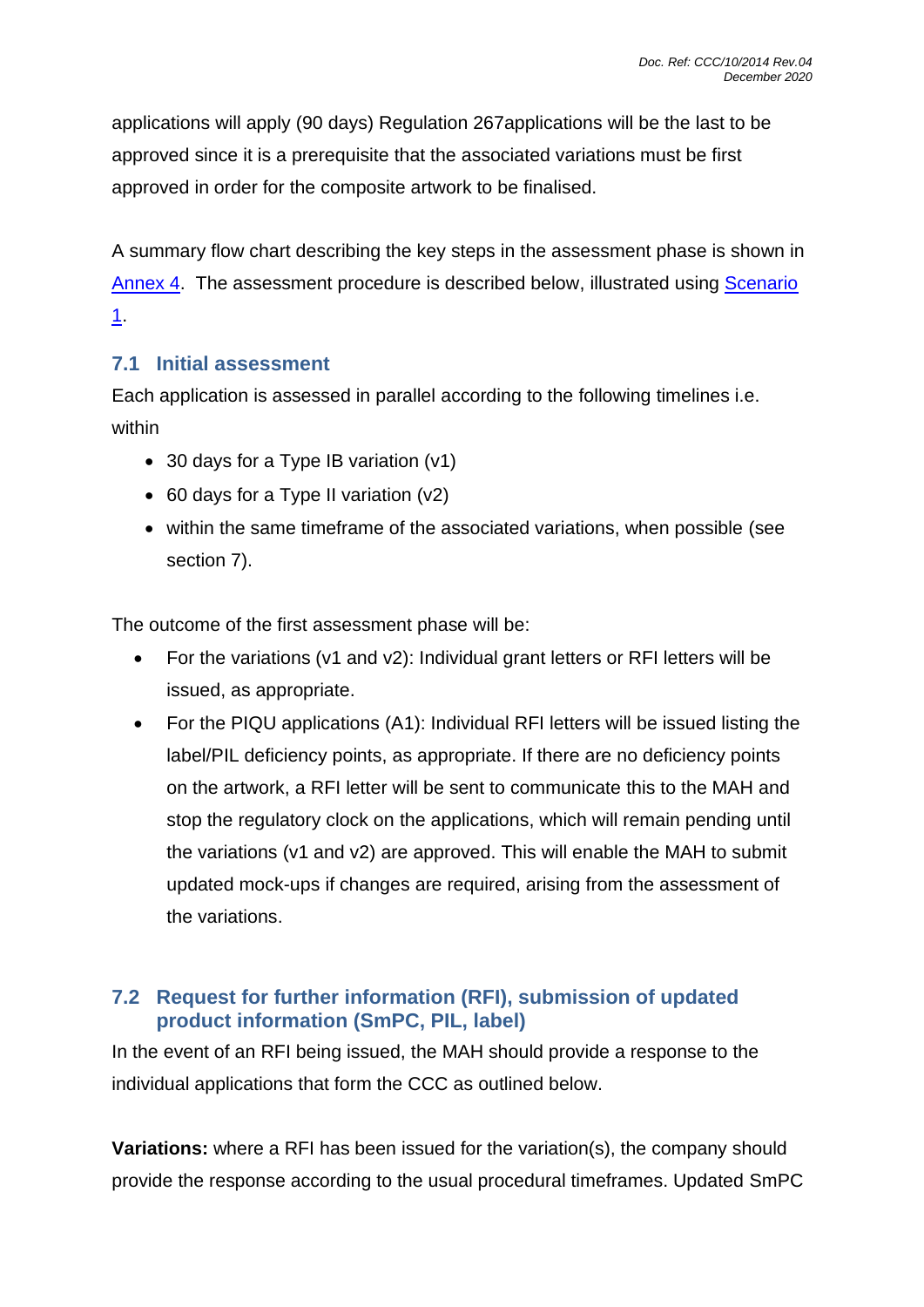applications will apply (90 days) Regulation 267applications will be the last to be approved since it is a prerequisite that the associated variations must be first approved in order for the composite artwork to be finalised.

A summary flow chart describing the key steps in the assessment phase is shown in Annex 4. The assessment procedure is described below, illustrated using Scenario 1.

## 7.1 Initial assessment

Each application is assessed in parallel according to the following timelines i.e. within

- 30 days for a Type IB variation (v1)
- 60 days for a Type II variation (v2)
- within the same timeframe of the associated variations, when possible (see section 7).

The outcome of the first assessment phase will be:

- For the variations (v1 and v2): Individual grant letters or RFI letters will be issued, as appropriate.
- For the PIQU applications (A1): Individual RFI letters will be issued listing the label/PIL deficiency points, as appropriate. If there are no deficiency points on the artwork, a RFI letter will be sent to communicate this to the MAH and stop the regulatory clock on the applications, which will remain pending until the variations (v1 and v2) are approved. This will enable the MAH to submit updated mock-ups if changes are required, arising from the assessment of the variations.

## 7.2 Request for further information (RFI), submission of updated product information (SmPC, PIL, label)

In the event of an RFI being issued, the MAH should provide a response to the individual applications that form the CCC as outlined below.

**Variations:** where a RFI has been issued for the variation(s), the company should provide the response according to the usual procedural timeframes. Updated SmPC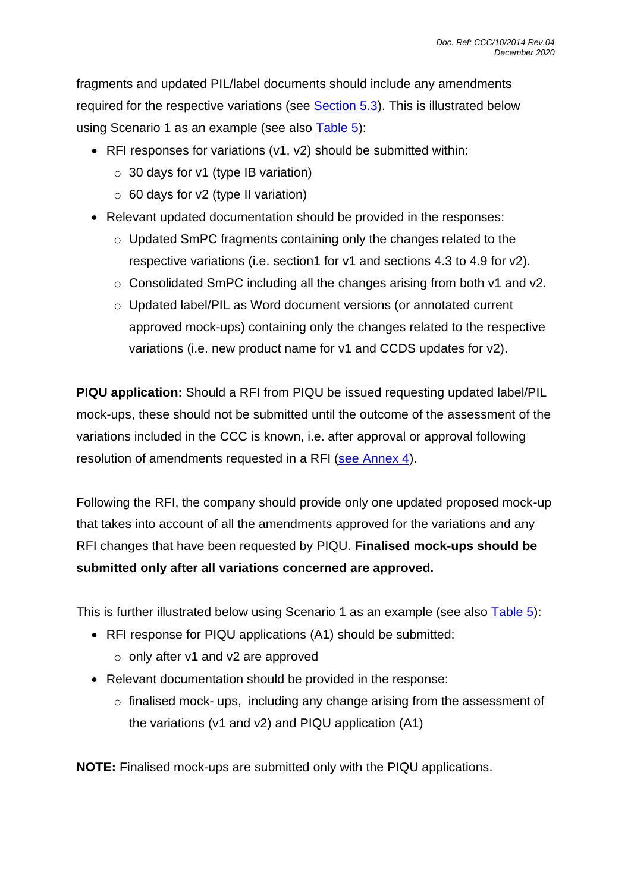fragments and updated PIL/label documents should include any amendments required for the respective variations (see Section 5.3). This is illustrated below using Scenario 1 as an example (see also Table 5):

- RFI responses for variations (v1, v2) should be submitted within:
  - 30 days for v1 (type IB variation)
  - 60 days for v2 (type II variation)
- Relevant updated documentation should be provided in the responses:
  - Updated SmPC fragments containing only the changes related to the respective variations (i.e. section1 for v1 and sections 4.3 to 4.9 for v2).
  - Consolidated SmPC including all the changes arising from both v1 and v2.
  - Updated label/PIL as Word document versions (or annotated current approved mock-ups) containing only the changes related to the respective variations (i.e. new product name for v1 and CCDS updates for v2).

**PIQU application:** Should a RFI from PIQU be issued requesting updated label/PIL mock-ups, these should not be submitted until the outcome of the assessment of the variations included in the CCC is known, i.e. after approval or approval following resolution of amendments requested in a RFI (see Annex 4).

Following the RFI, the company should provide only one updated proposed mock-up that takes into account of all the amendments approved for the variations and any RFI changes that have been requested by PIQU. **Finalised mock-ups should be submitted only after all variations concerned are approved.**

This is further illustrated below using Scenario 1 as an example (see also Table 5):

- RFI response for PIQU applications (A1) should be submitted:
  - only after v1 and v2 are approved
- Relevant documentation should be provided in the response:
  - finalised mock- ups, including any change arising from the assessment of the variations (v1 and v2) and PIQU application (A1)

**NOTE:** Finalised mock-ups are submitted only with the PIQU applications.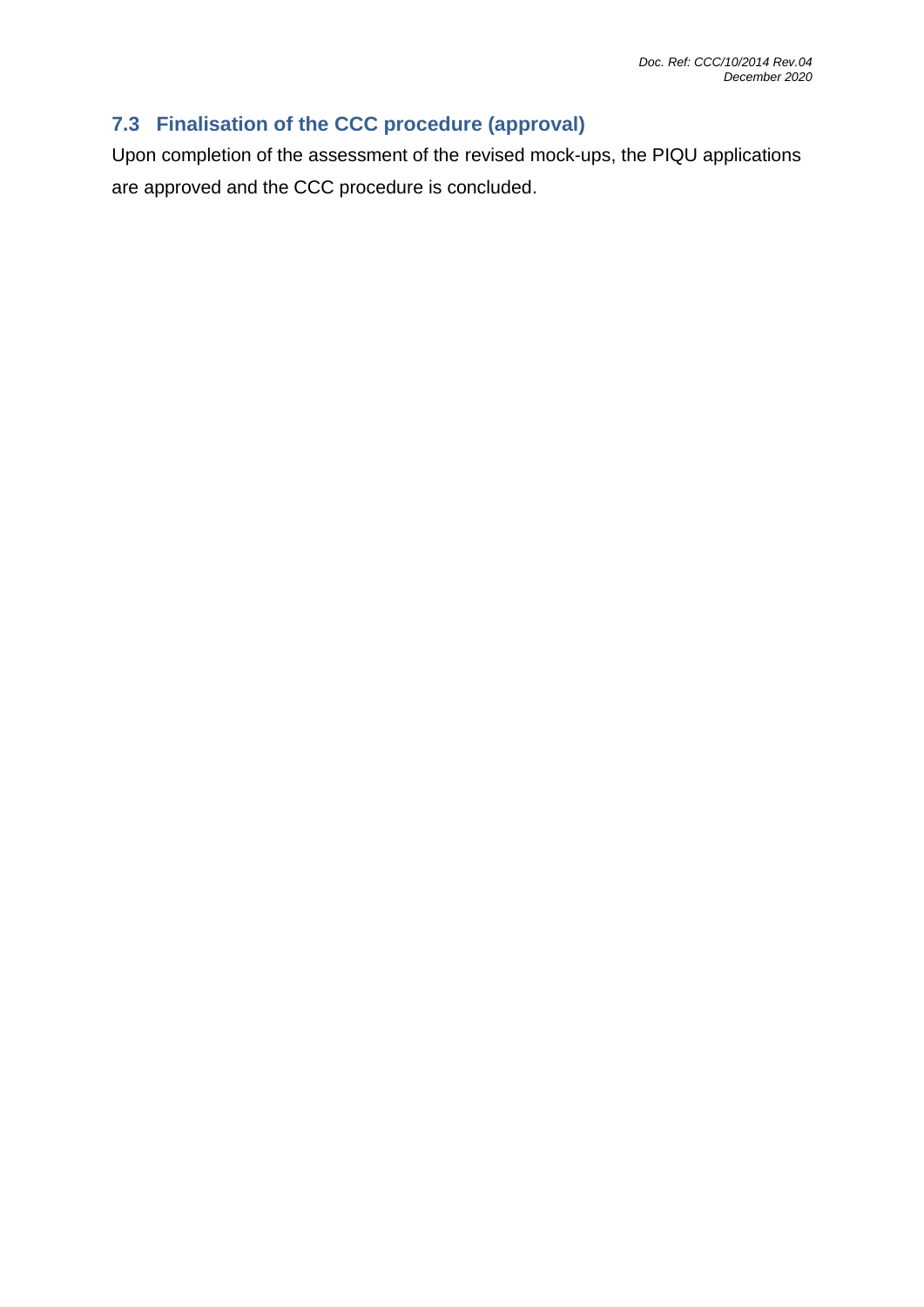### 7.3 Finalisation of the CCC procedure (approval)

Upon completion of the assessment of the revised mock-ups, the PIQU applications are approved and the CCC procedure is concluded.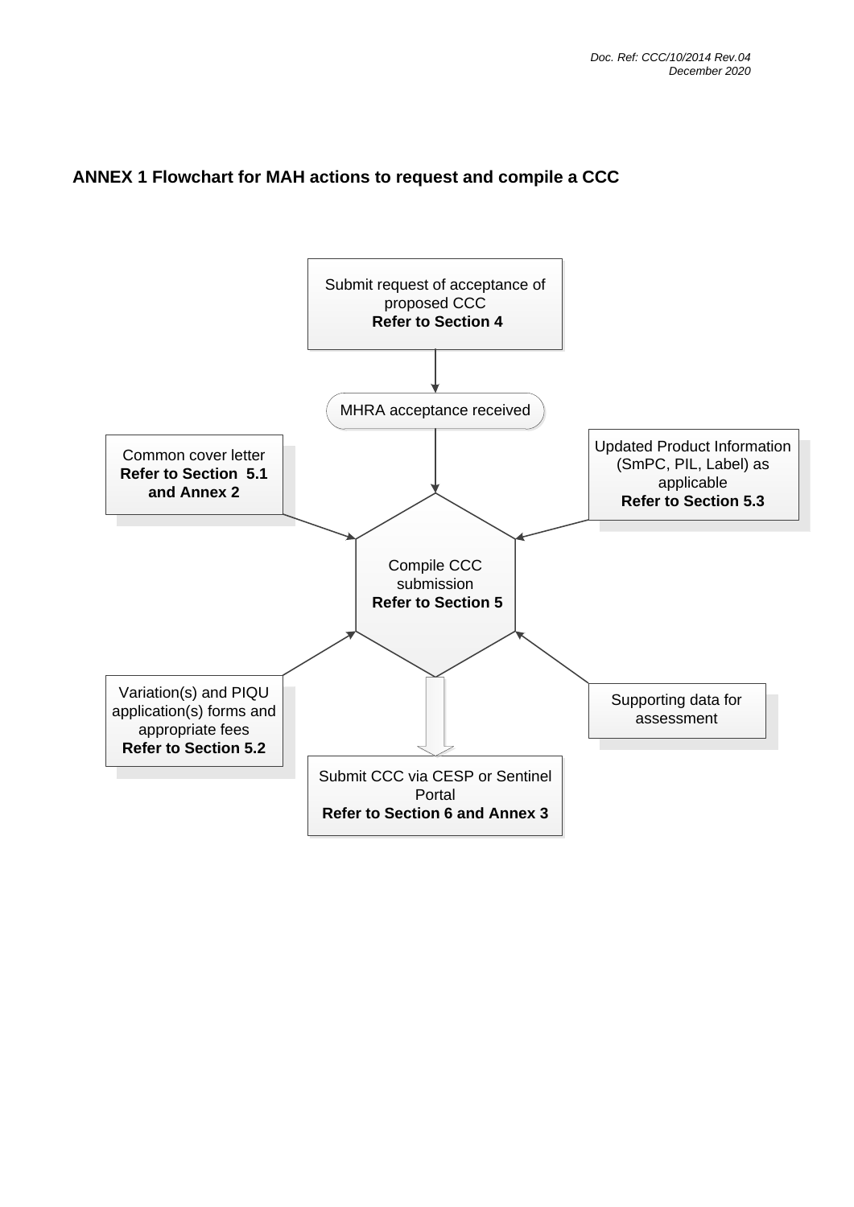## ANNEX 1 Flowchart for MAH actions to request and compile a CCC

Submit request of acceptance of proposed CCC
**Refer to Section 4**

MHRA acceptance received

Common cover letter
**Refer to Section 5.1 and Annex 2**

Updated Product Information (SmPC, PIL, Label) as applicable
**Refer to Section 5.3**

Compile CCC submission
**Refer to Section 5**

Variation(s) and PIQU application(s) forms and appropriate fees
**Refer to Section 5.2**

Supporting data for assessment

Submit CCC via CESP or Sentinel Portal
**Refer to Section 6 and Annex 3**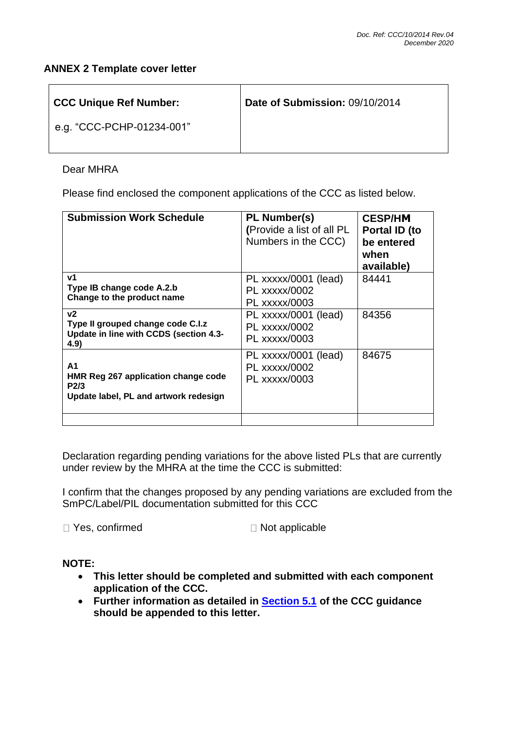## ANNEX 2 Template cover letter

| **CCC Unique Ref Number:** e.g. "CCC-PCHP-01234-001" | **Date of Submission:** 09/10/2014 |
|---|---|

Dear MHRA

Please find enclosed the component applications of the CCC as listed below.

| **Submission Work Schedule** | **PL Number(s)** (Provide a list of all PL Numbers in the CCC) | **CESP/HM Portal ID (to be entered when available)** |
|---|---|---|
| **v1**<br>**Type IB change code A.2.b**<br>**Change to the product name** | PL xxxxx/0001 (lead)<br>PL xxxxx/0002<br>PL xxxxx/0003 | 84441 |
| **v2**<br>**Type II grouped change code C.I.z**<br>**Update in line with CCDS (section 4.3-4.9)** | PL xxxxx/0001 (lead)<br>PL xxxxx/0002<br>PL xxxxx/0003 | 84356 |
| **A1**<br>**HMR Reg 267 application change code P2/3**<br>**Update label, PL and artwork redesign** | PL xxxxx/0001 (lead)<br>PL xxxxx/0002<br>PL xxxxx/0003 | 84675 |
| | | |

Declaration regarding pending variations for the above listed PLs that are currently under review by the MHRA at the time the CCC is submitted:

I confirm that the changes proposed by any pending variations are excluded from the SmPC/Label/PIL documentation submitted for this CCC

☐ Yes, confirmed ☐ Not applicable

**NOTE:**

- **This letter should be completed and submitted with each component application of the CCC.**
- **Further information as detailed in Section 5.1 of the CCC guidance should be appended to this letter.**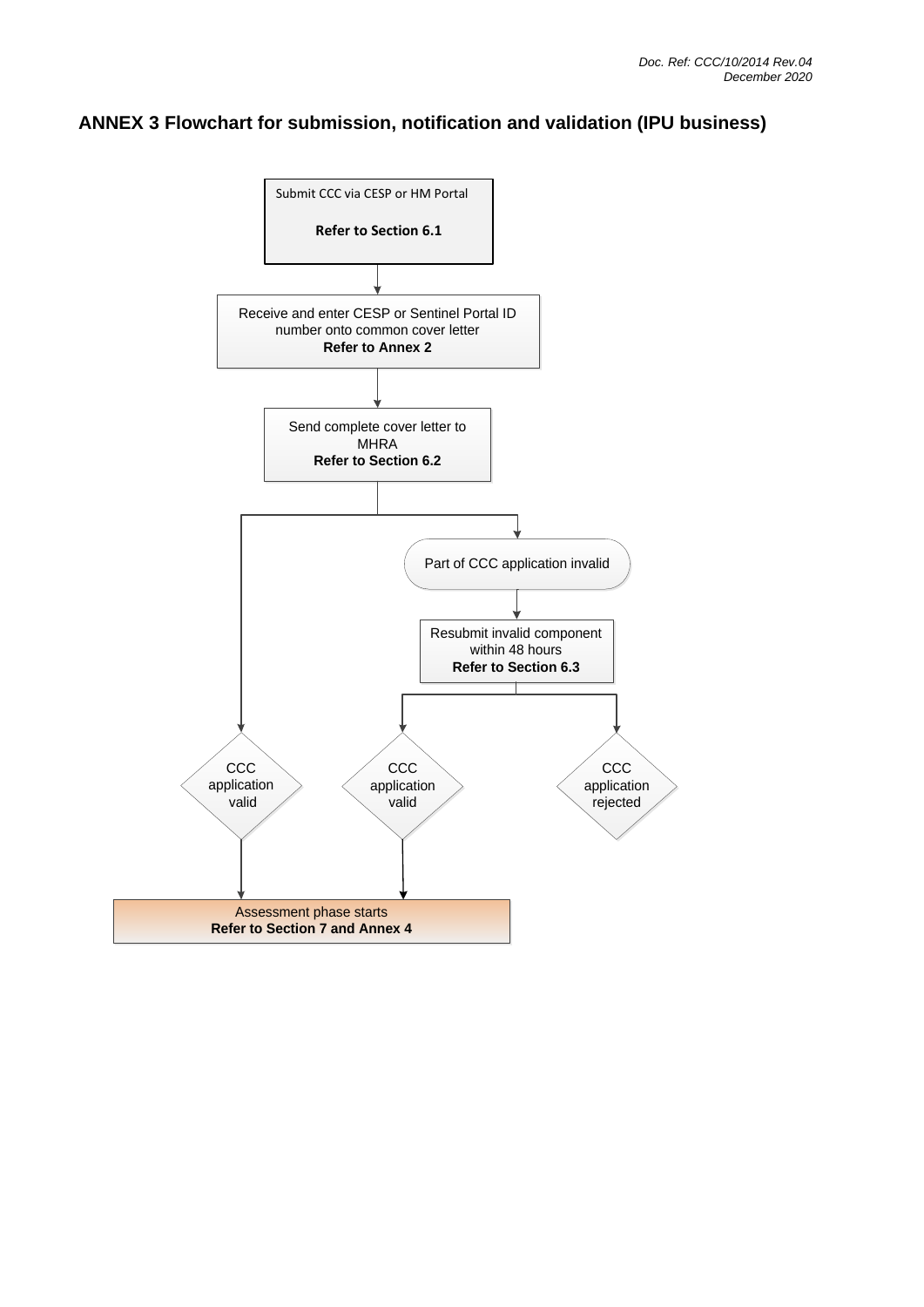## ANNEX 3 Flowchart for submission, notification and validation (IPU business)

Submit CCC via CESP or HM Portal

**Refer to Section 6.1**

Receive and enter CESP or Sentinel Portal ID number onto common cover letter

**Refer to Annex 2**

Send complete cover letter to MHRA

**Refer to Section 6.2**

Part of CCC application invalid

Resubmit invalid component within 48 hours

**Refer to Section 6.3**

CCC application valid

CCC application valid

CCC application rejected

Assessment phase starts

**Refer to Section 7 and Annex 4**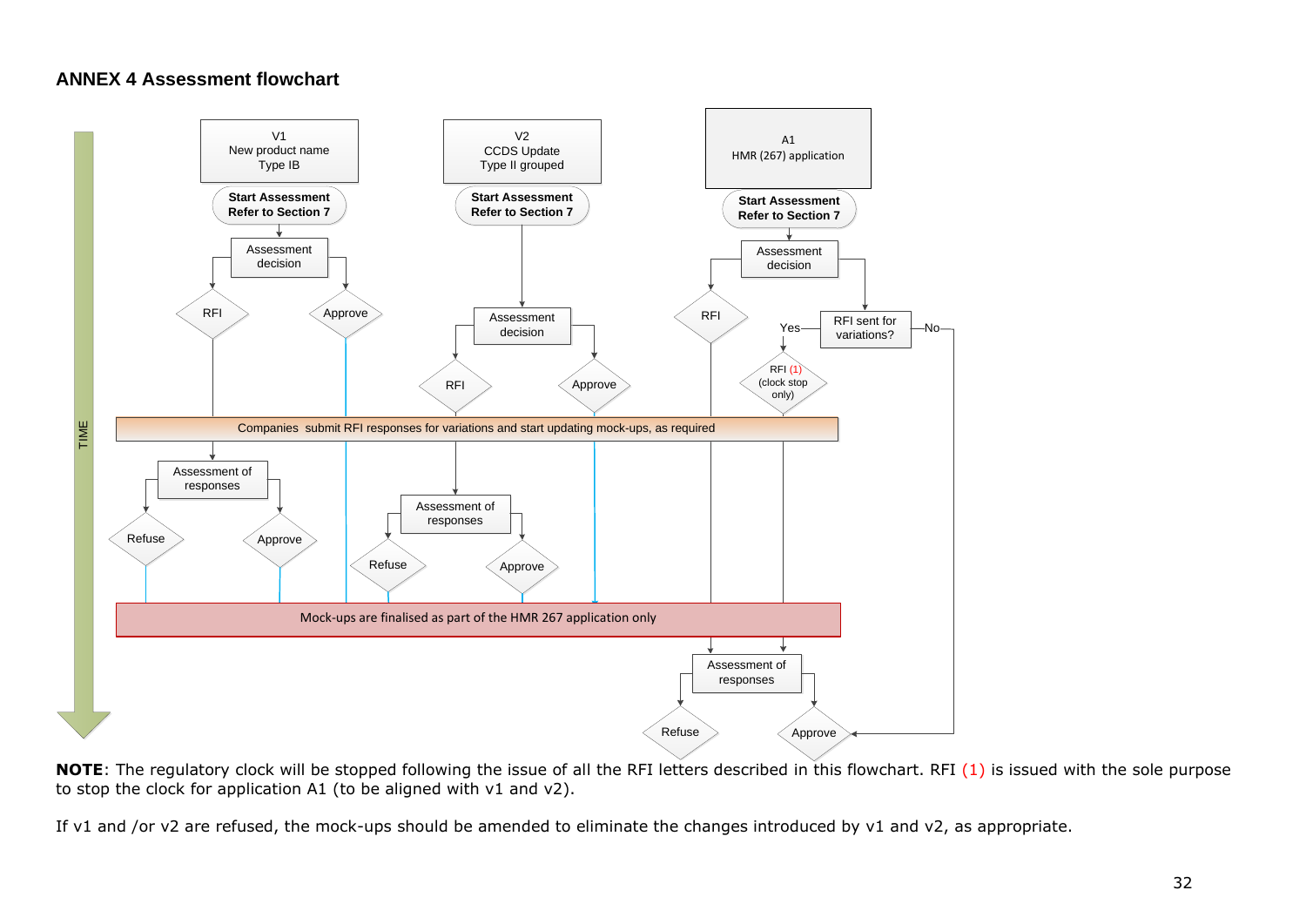## ANNEX 4 Assessment flowchart

TIME

V1
New product name
Type IB

Start Assessment
Refer to Section 7

Assessment decision

RFI

Approve

V2
CCDS Update
Type II grouped

Start Assessment
Refer to Section 7

Assessment decision

RFI

Approve

A1
HMR (267) application

Start Assessment
Refer to Section 7

Assessment decision

RFI

RFI sent for variations?

Yes

No

RFI (1) (clock stop only)

Companies submit RFI responses for variations and start updating mock-ups, as required

Assessment of responses

Refuse

Approve

Assessment of responses

Refuse

Approve

Mock-ups are finalised as part of the HMR 267 application only

Assessment of responses

Refuse

Approve

**NOTE**: The regulatory clock will be stopped following the issue of all the RFI letters described in this flowchart. RFI (1) is issued with the sole purpose to stop the clock for application A1 (to be aligned with v1 and v2).

If v1 and /or v2 are refused, the mock-ups should be amended to eliminate the changes introduced by v1 and v2, as appropriate.